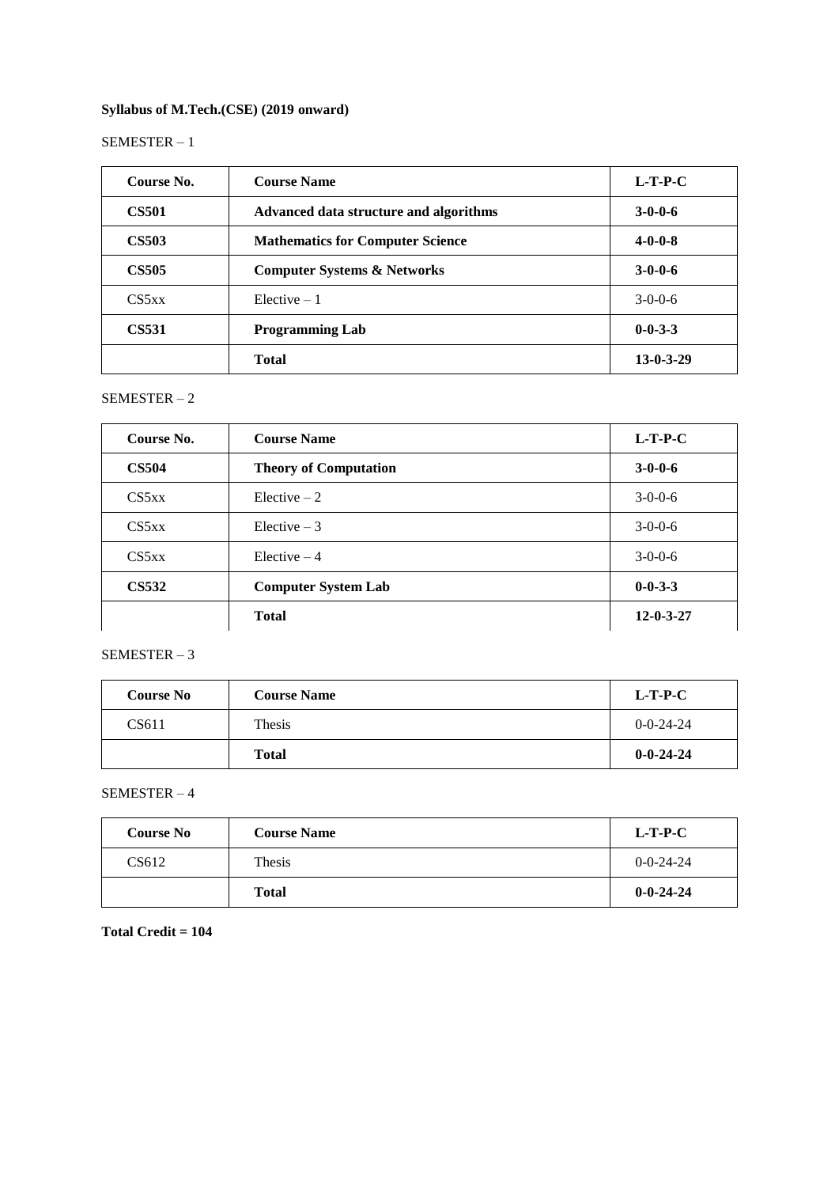**Syllabus of M.Tech.(CSE) (2019 onward)**

SEMESTER – 1

| Course No. | Course Name | L-T-P-C |
|---|---|---|
| **CS501** | **Advanced data structure and algorithms** | **3-0-0-6** |
| **CS503** | **Mathematics for Computer Science** | **4-0-0-8** |
| **CS505** | **Computer Systems & Networks** | **3-0-0-6** |
| CS5xx | Elective – 1 | 3-0-0-6 |
| **CS531** | **Programming Lab** | **0-0-3-3** |
| | **Total** | **13-0-3-29** |

SEMESTER – 2

| Course No. | Course Name | L-T-P-C |
|---|---|---|
| **CS504** | **Theory of Computation** | **3-0-0-6** |
| CS5xx | Elective – 2 | 3-0-0-6 |
| CS5xx | Elective – 3 | 3-0-0-6 |
| CS5xx | Elective – 4 | 3-0-0-6 |
| **CS532** | **Computer System Lab** | **0-0-3-3** |
| | **Total** | **12-0-3-27** |

SEMESTER – 3

| Course No | Course Name | L-T-P-C |
|---|---|---|
| CS611 | Thesis | 0-0-24-24 |
| | **Total** | **0-0-24-24** |

SEMESTER – 4

| Course No | Course Name | L-T-P-C |
|---|---|---|
| CS612 | Thesis | 0-0-24-24 |
| | **Total** | **0-0-24-24** |

**Total Credit = 104**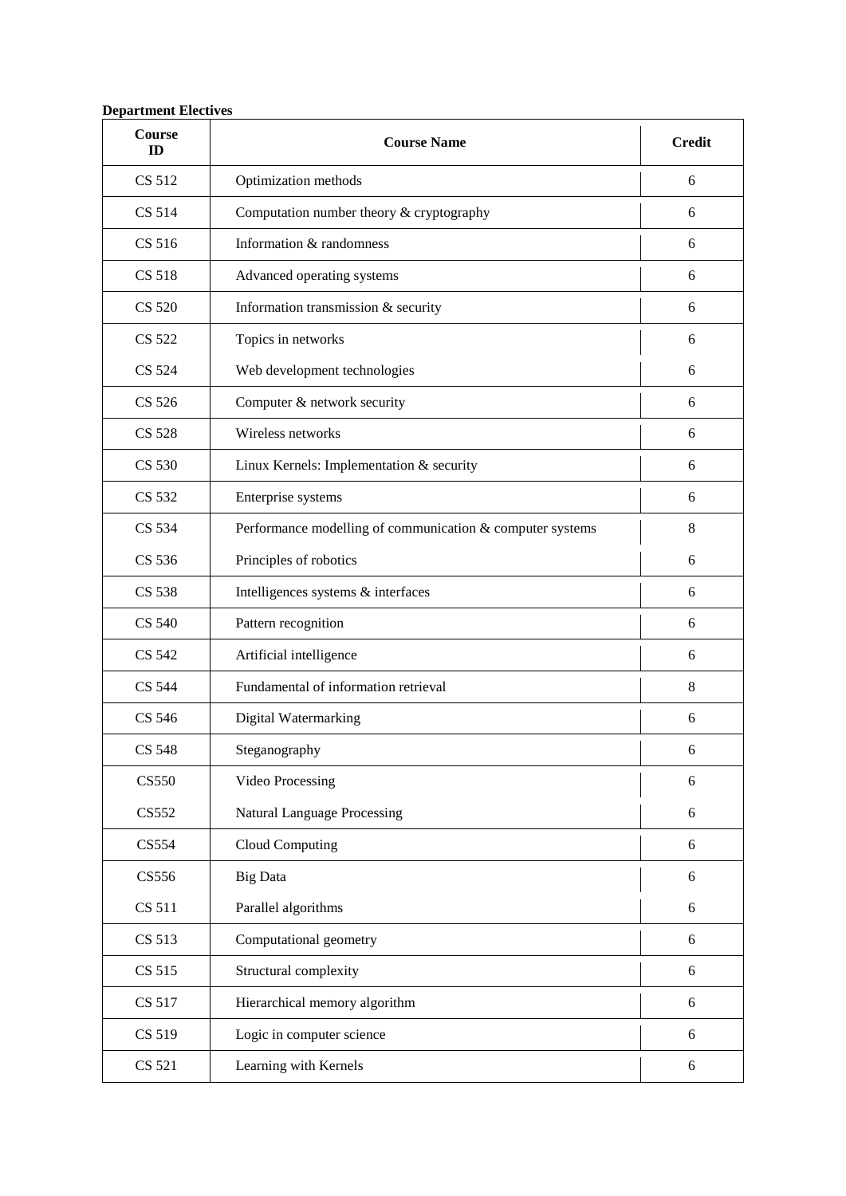**Department Electives**

| Course ID | Course Name | Credit |
|---|---|---|
| CS 512 | Optimization methods | 6 |
| CS 514 | Computation number theory & cryptography | 6 |
| CS 516 | Information & randomness | 6 |
| CS 518 | Advanced operating systems | 6 |
| CS 520 | Information transmission & security | 6 |
| CS 522 | Topics in networks | 6 |
| CS 524 | Web development technologies | 6 |
| CS 526 | Computer & network security | 6 |
| CS 528 | Wireless networks | 6 |
| CS 530 | Linux Kernels: Implementation & security | 6 |
| CS 532 | Enterprise systems | 6 |
| CS 534 | Performance modelling of communication & computer systems | 8 |
| CS 536 | Principles of robotics | 6 |
| CS 538 | Intelligences systems & interfaces | 6 |
| CS 540 | Pattern recognition | 6 |
| CS 542 | Artificial intelligence | 6 |
| CS 544 | Fundamental of information retrieval | 8 |
| CS 546 | Digital Watermarking | 6 |
| CS 548 | Steganography | 6 |
| CS550 | Video Processing | 6 |
| CS552 | Natural Language Processing | 6 |
| CS554 | Cloud Computing | 6 |
| CS556 | Big Data | 6 |
| CS 511 | Parallel algorithms | 6 |
| CS 513 | Computational geometry | 6 |
| CS 515 | Structural complexity | 6 |
| CS 517 | Hierarchical memory algorithm | 6 |
| CS 519 | Logic in computer science | 6 |
| CS 521 | Learning with Kernels | 6 |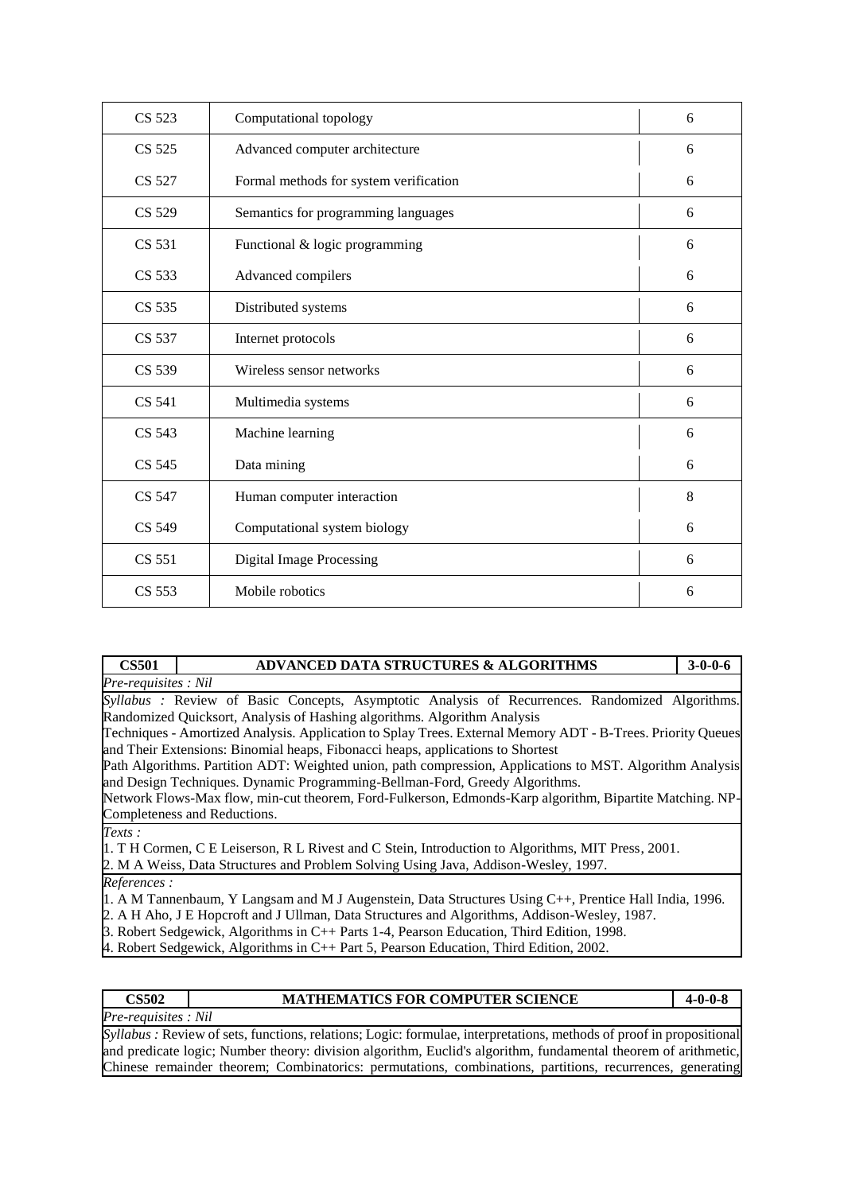| | | |
|---|---|---|
| CS 523 | Computational topology | 6 |
| CS 525 | Advanced computer architecture | 6 |
| CS 527 | Formal methods for system verification | 6 |
| CS 529 | Semantics for programming languages | 6 |
| CS 531 | Functional & logic programming | 6 |
| CS 533 | Advanced compilers | 6 |
| CS 535 | Distributed systems | 6 |
| CS 537 | Internet protocols | 6 |
| CS 539 | Wireless sensor networks | 6 |
| CS 541 | Multimedia systems | 6 |
| CS 543 | Machine learning | 6 |
| CS 545 | Data mining | 6 |
| CS 547 | Human computer interaction | 8 |
| CS 549 | Computational system biology | 6 |
| CS 551 | Digital Image Processing | 6 |
| CS 553 | Mobile robotics | 6 |

| **CS501** | **ADVANCED DATA STRUCTURES & ALGORITHMS** | **3-0-0-6** |
|---|---|---|

*Pre-requisites : Nil*

*Syllabus :* Review of Basic Concepts, Asymptotic Analysis of Recurrences. Randomized Algorithms. Randomized Quicksort, Analysis of Hashing algorithms. Algorithm Analysis
Techniques - Amortized Analysis. Application to Splay Trees. External Memory ADT - B-Trees. Priority Queues and Their Extensions: Binomial heaps, Fibonacci heaps, applications to Shortest
Path Algorithms. Partition ADT: Weighted union, path compression, Applications to MST. Algorithm Analysis and Design Techniques. Dynamic Programming-Bellman-Ford, Greedy Algorithms.
Network Flows-Max flow, min-cut theorem, Ford-Fulkerson, Edmonds-Karp algorithm, Bipartite Matching. NP-Completeness and Reductions.

*Texts :*

1. T H Cormen, C E Leiserson, R L Rivest and C Stein, Introduction to Algorithms, MIT Press, 2001.
2. M A Weiss, Data Structures and Problem Solving Using Java, Addison-Wesley, 1997.

*References :*

1. A M Tannenbaum, Y Langsam and M J Augenstein, Data Structures Using C++, Prentice Hall India, 1996.
2. A H Aho, J E Hopcroft and J Ullman, Data Structures and Algorithms, Addison-Wesley, 1987.
3. Robert Sedgewick, Algorithms in C++ Parts 1-4, Pearson Education, Third Edition, 1998.
4. Robert Sedgewick, Algorithms in C++ Part 5, Pearson Education, Third Edition, 2002.

| **CS502** | **MATHEMATICS FOR COMPUTER SCIENCE** | **4-0-0-8** |
|---|---|---|

*Pre-requisites : Nil*

*Syllabus :* Review of sets, functions, relations; Logic: formulae, interpretations, methods of proof in propositional and predicate logic; Number theory: division algorithm, Euclid's algorithm, fundamental theorem of arithmetic, Chinese remainder theorem; Combinatorics: permutations, combinations, partitions, recurrences, generating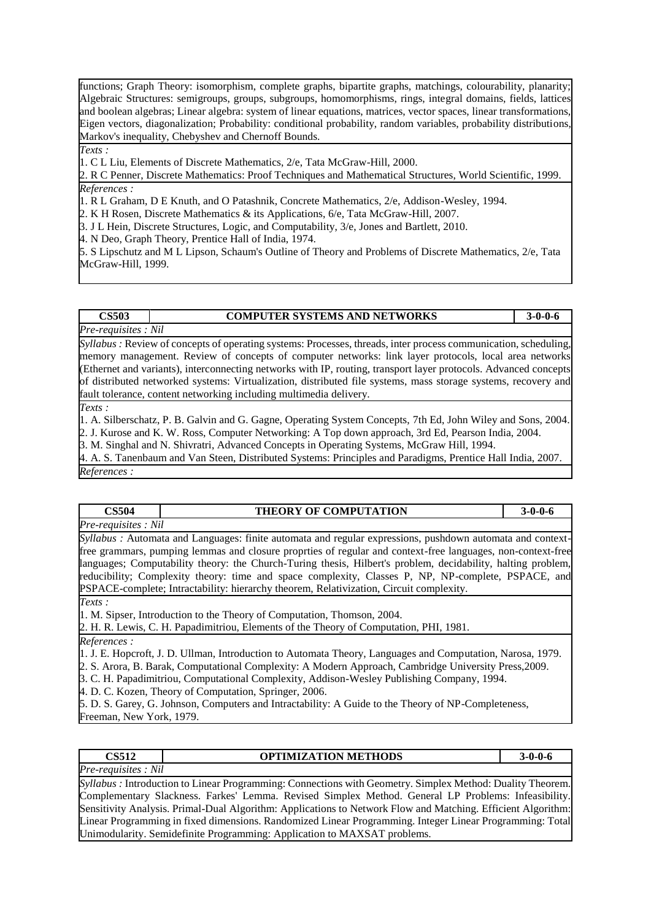functions; Graph Theory: isomorphism, complete graphs, bipartite graphs, matchings, colourability, planarity; Algebraic Structures: semigroups, groups, subgroups, homomorphisms, rings, integral domains, fields, lattices and boolean algebras; Linear algebra: system of linear equations, matrices, vector spaces, linear transformations, Eigen vectors, diagonalization; Probability: conditional probability, random variables, probability distributions, Markov's inequality, Chebyshev and Chernoff Bounds.

*Texts :*

1. C L Liu, Elements of Discrete Mathematics, 2/e, Tata McGraw-Hill, 2000.
2. R C Penner, Discrete Mathematics: Proof Techniques and Mathematical Structures, World Scientific, 1999.

*References :*

1. R L Graham, D E Knuth, and O Patashnik, Concrete Mathematics, 2/e, Addison-Wesley, 1994.
2. K H Rosen, Discrete Mathematics & its Applications, 6/e, Tata McGraw-Hill, 2007.
3. J L Hein, Discrete Structures, Logic, and Computability, 3/e, Jones and Bartlett, 2010.
4. N Deo, Graph Theory, Prentice Hall of India, 1974.
5. S Lipschutz and M L Lipson, Schaum's Outline of Theory and Problems of Discrete Mathematics, 2/e, Tata McGraw-Hill, 1999.

| **CS503** | **COMPUTER SYSTEMS AND NETWORKS** | **3-0-0-6** |
|---|---|---|

*Pre-requisites : Nil*

*Syllabus :* Review of concepts of operating systems: Processes, threads, inter process communication, scheduling, memory management. Review of concepts of computer networks: link layer protocols, local area networks (Ethernet and variants), interconnecting networks with IP, routing, transport layer protocols. Advanced concepts of distributed networked systems: Virtualization, distributed file systems, mass storage systems, recovery and fault tolerance, content networking including multimedia delivery.

*Texts :*

1. A. Silberschatz, P. B. Galvin and G. Gagne, Operating System Concepts, 7th Ed, John Wiley and Sons, 2004.
2. J. Kurose and K. W. Ross, Computer Networking: A Top down approach, 3rd Ed, Pearson India, 2004.
3. M. Singhal and N. Shivratri, Advanced Concepts in Operating Systems, McGraw Hill, 1994.
4. A. S. Tanenbaum and Van Steen, Distributed Systems: Principles and Paradigms, Prentice Hall India, 2007.

*References :*

| **CS504** | **THEORY OF COMPUTATION** | **3-0-0-6** |
|---|---|---|

*Pre-requisites : Nil*

*Syllabus :* Automata and Languages: finite automata and regular expressions, pushdown automata and context-free grammars, pumping lemmas and closure proprties of regular and context-free languages, non-context-free languages; Computability theory: the Church-Turing thesis, Hilbert's problem, decidability, halting problem, reducibility; Complexity theory: time and space complexity, Classes P, NP, NP-complete, PSPACE, and PSPACE-complete; Intractability: hierarchy theorem, Relativization, Circuit complexity.

*Texts :*

1. M. Sipser, Introduction to the Theory of Computation, Thomson, 2004.
2. H. R. Lewis, C. H. Papadimitriou, Elements of the Theory of Computation, PHI, 1981.

*References :*

1. J. E. Hopcroft, J. D. Ullman, Introduction to Automata Theory, Languages and Computation, Narosa, 1979.
2. S. Arora, B. Barak, Computational Complexity: A Modern Approach, Cambridge University Press,2009.
3. C. H. Papadimitriou, Computational Complexity, Addison-Wesley Publishing Company, 1994.
4. D. C. Kozen, Theory of Computation, Springer, 2006.
5. D. S. Garey, G. Johnson, Computers and Intractability: A Guide to the Theory of NP-Completeness, Freeman, New York, 1979.

| **CS512** | **OPTIMIZATION METHODS** | **3-0-0-6** |
|---|---|---|

*Pre-requisites : Nil*

*Syllabus :* Introduction to Linear Programming: Connections with Geometry. Simplex Method: Duality Theorem. Complementary Slackness. Farkes' Lemma. Revised Simplex Method. General LP Problems: Infeasibility. Sensitivity Analysis. Primal-Dual Algorithm: Applications to Network Flow and Matching. Efficient Algorithm: Linear Programming in fixed dimensions. Randomized Linear Programming. Integer Linear Programming: Total Unimodularity. Semidefinite Programming: Application to MAXSAT problems.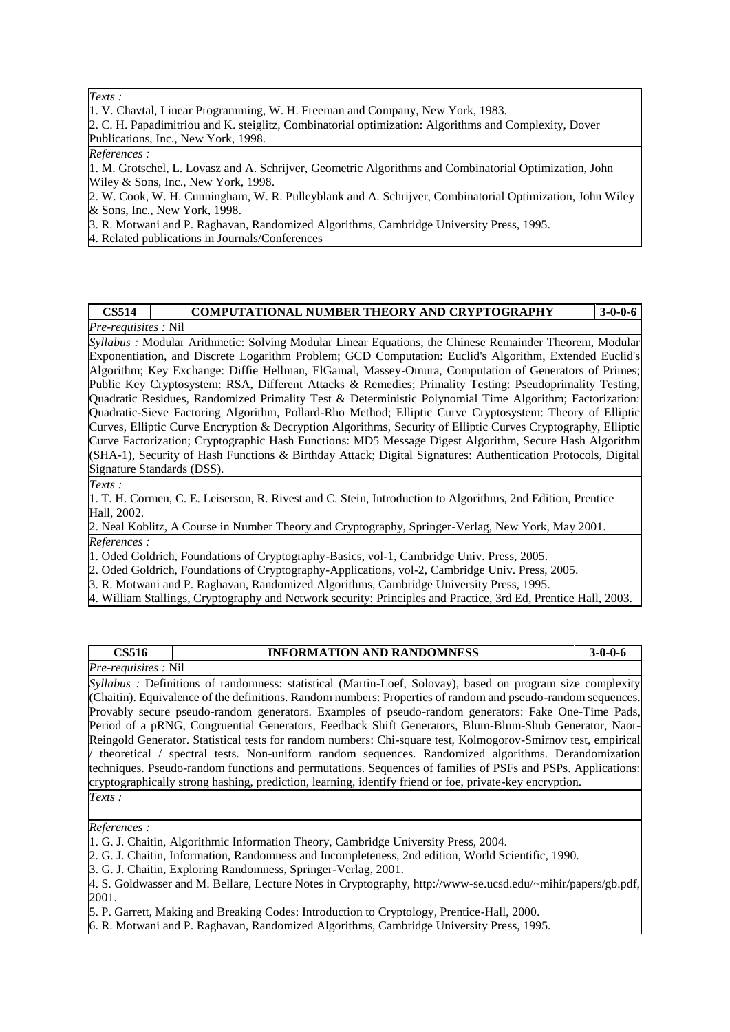*Texts :*

1. V. Chavtal, Linear Programming, W. H. Freeman and Company, New York, 1983.
2. C. H. Papadimitriou and K. steiglitz, Combinatorial optimization: Algorithms and Complexity, Dover Publications, Inc., New York, 1998.

*References :*

1. M. Grotschel, L. Lovasz and A. Schrijver, Geometric Algorithms and Combinatorial Optimization, John Wiley & Sons, Inc., New York, 1998.
2. W. Cook, W. H. Cunningham, W. R. Pulleyblank and A. Schrijver, Combinatorial Optimization, John Wiley & Sons, Inc., New York, 1998.
3. R. Motwani and P. Raghavan, Randomized Algorithms, Cambridge University Press, 1995.
4. Related publications in Journals/Conferences

| CS514 | COMPUTATIONAL NUMBER THEORY AND CRYPTOGRAPHY | 3-0-0-6 |
|---|---|---|

*Pre-requisites :* Nil

*Syllabus :* Modular Arithmetic: Solving Modular Linear Equations, the Chinese Remainder Theorem, Modular Exponentiation, and Discrete Logarithm Problem; GCD Computation: Euclid's Algorithm, Extended Euclid's Algorithm; Key Exchange: Diffie Hellman, ElGamal, Massey-Omura, Computation of Generators of Primes; Public Key Cryptosystem: RSA, Different Attacks & Remedies; Primality Testing: Pseudoprimality Testing, Quadratic Residues, Randomized Primality Test & Deterministic Polynomial Time Algorithm; Factorization: Quadratic-Sieve Factoring Algorithm, Pollard-Rho Method; Elliptic Curve Cryptosystem: Theory of Elliptic Curves, Elliptic Curve Encryption & Decryption Algorithms, Security of Elliptic Curves Cryptography, Elliptic Curve Factorization; Cryptographic Hash Functions: MD5 Message Digest Algorithm, Secure Hash Algorithm (SHA-1), Security of Hash Functions & Birthday Attack; Digital Signatures: Authentication Protocols, Digital Signature Standards (DSS).

*Texts :*

1. T. H. Cormen, C. E. Leiserson, R. Rivest and C. Stein, Introduction to Algorithms, 2nd Edition, Prentice Hall, 2002.
2. Neal Koblitz, A Course in Number Theory and Cryptography, Springer-Verlag, New York, May 2001.

*References :*

1. Oded Goldrich, Foundations of Cryptography-Basics, vol-1, Cambridge Univ. Press, 2005.
2. Oded Goldrich, Foundations of Cryptography-Applications, vol-2, Cambridge Univ. Press, 2005.
3. R. Motwani and P. Raghavan, Randomized Algorithms, Cambridge University Press, 1995.
4. William Stallings, Cryptography and Network security: Principles and Practice, 3rd Ed, Prentice Hall, 2003.

| CS516 | INFORMATION AND RANDOMNESS | 3-0-0-6 |
|---|---|---|

*Pre-requisites :* Nil

*Syllabus :* Definitions of randomness: statistical (Martin-Loef, Solovay), based on program size complexity (Chaitin). Equivalence of the definitions. Random numbers: Properties of random and pseudo-random sequences. Provably secure pseudo-random generators. Examples of pseudo-random generators: Fake One-Time Pads, Period of a pRNG, Congruential Generators, Feedback Shift Generators, Blum-Blum-Shub Generator, Naor-Reingold Generator. Statistical tests for random numbers: Chi-square test, Kolmogorov-Smirnov test, empirical / theoretical / spectral tests. Non-uniform random sequences. Randomized algorithms. Derandomization techniques. Pseudo-random functions and permutations. Sequences of families of PSFs and PSPs. Applications: cryptographically strong hashing, prediction, learning, identify friend or foe, private-key encryption.

*Texts :*

*References :*

1. G. J. Chaitin, Algorithmic Information Theory, Cambridge University Press, 2004.
2. G. J. Chaitin, Information, Randomness and Incompleteness, 2nd edition, World Scientific, 1990.
3. G. J. Chaitin, Exploring Randomness, Springer-Verlag, 2001.
4. S. Goldwasser and M. Bellare, Lecture Notes in Cryptography, http://www-se.ucsd.edu/~mihir/papers/gb.pdf, 2001.
5. P. Garrett, Making and Breaking Codes: Introduction to Cryptology, Prentice-Hall, 2000.
6. R. Motwani and P. Raghavan, Randomized Algorithms, Cambridge University Press, 1995.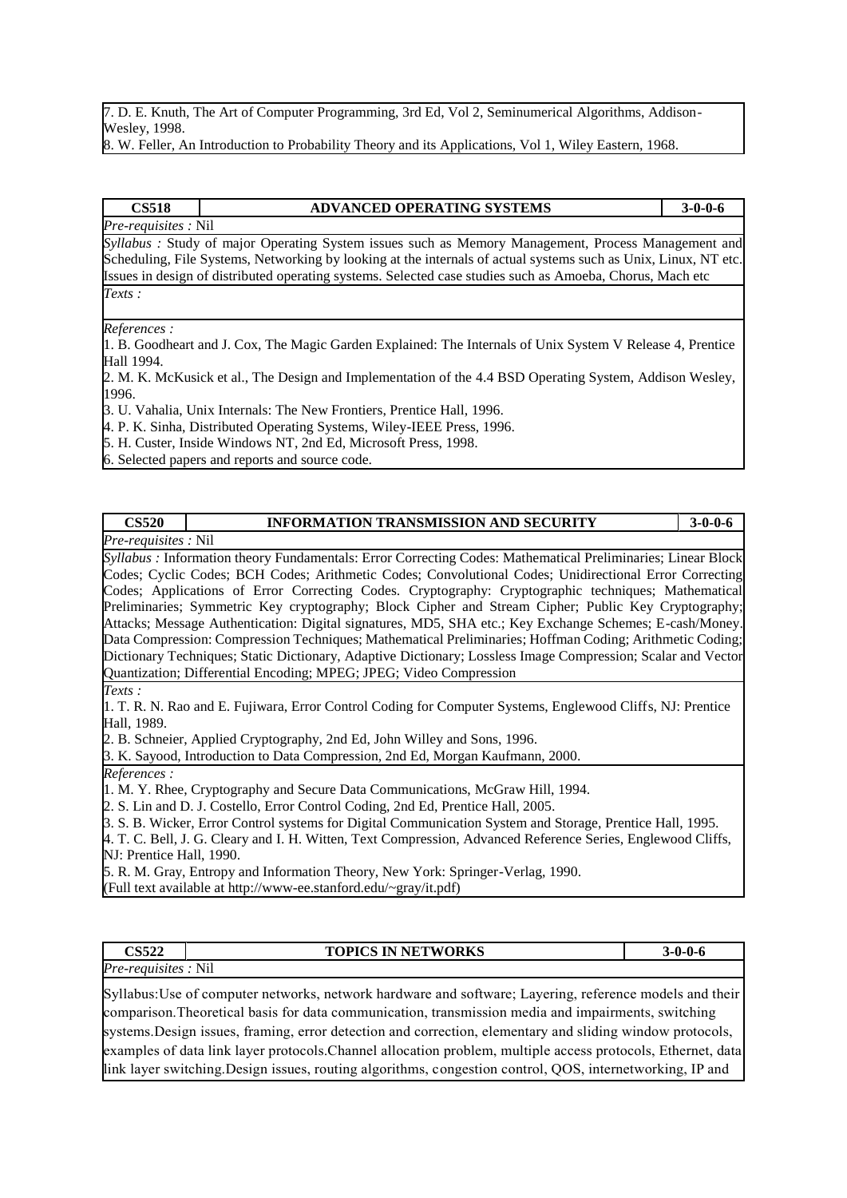7. D. E. Knuth, The Art of Computer Programming, 3rd Ed, Vol 2, Seminumerical Algorithms, Addison-Wesley, 1998.
8. W. Feller, An Introduction to Probability Theory and its Applications, Vol 1, Wiley Eastern, 1968.

| **CS518** | **ADVANCED OPERATING SYSTEMS** | **3-0-0-6** |
|---|---|---|

*Pre-requisites :* Nil

*Syllabus :* Study of major Operating System issues such as Memory Management, Process Management and Scheduling, File Systems, Networking by looking at the internals of actual systems such as Unix, Linux, NT etc. Issues in design of distributed operating systems. Selected case studies such as Amoeba, Chorus, Mach etc

*Texts :*

*References :*

1. B. Goodheart and J. Cox, The Magic Garden Explained: The Internals of Unix System V Release 4, Prentice Hall 1994.
2. M. K. McKusick et al., The Design and Implementation of the 4.4 BSD Operating System, Addison Wesley, 1996.
3. U. Vahalia, Unix Internals: The New Frontiers, Prentice Hall, 1996.
4. P. K. Sinha, Distributed Operating Systems, Wiley-IEEE Press, 1996.
5. H. Custer, Inside Windows NT, 2nd Ed, Microsoft Press, 1998.
6. Selected papers and reports and source code.

| **CS520** | **INFORMATION TRANSMISSION AND SECURITY** | **3-0-0-6** |
|---|---|---|

*Pre-requisites :* Nil

*Syllabus :* Information theory Fundamentals: Error Correcting Codes: Mathematical Preliminaries; Linear Block Codes; Cyclic Codes; BCH Codes; Arithmetic Codes; Convolutional Codes; Unidirectional Error Correcting Codes; Applications of Error Correcting Codes. Cryptography: Cryptographic techniques; Mathematical Preliminaries; Symmetric Key cryptography; Block Cipher and Stream Cipher; Public Key Cryptography; Attacks; Message Authentication: Digital signatures, MD5, SHA etc.; Key Exchange Schemes; E-cash/Money. Data Compression: Compression Techniques; Mathematical Preliminaries; Hoffman Coding; Arithmetic Coding; Dictionary Techniques; Static Dictionary, Adaptive Dictionary; Lossless Image Compression; Scalar and Vector Quantization; Differential Encoding; MPEG; JPEG; Video Compression

*Texts :*

1. T. R. N. Rao and E. Fujiwara, Error Control Coding for Computer Systems, Englewood Cliffs, NJ: Prentice Hall, 1989.
2. B. Schneier, Applied Cryptography, 2nd Ed, John Willey and Sons, 1996.
3. K. Sayood, Introduction to Data Compression, 2nd Ed, Morgan Kaufmann, 2000.

*References :*

1. M. Y. Rhee, Cryptography and Secure Data Communications, McGraw Hill, 1994.
2. S. Lin and D. J. Costello, Error Control Coding, 2nd Ed, Prentice Hall, 2005.
3. S. B. Wicker, Error Control systems for Digital Communication System and Storage, Prentice Hall, 1995.
4. T. C. Bell, J. G. Cleary and I. H. Witten, Text Compression, Advanced Reference Series, Englewood Cliffs, NJ: Prentice Hall, 1990.
5. R. M. Gray, Entropy and Information Theory, New York: Springer-Verlag, 1990.
(Full text available at http://www-ee.stanford.edu/~gray/it.pdf)

| **CS522** | **TOPICS IN NETWORKS** | **3-0-0-6** |
|---|---|---|

*Pre-requisites :* Nil

Syllabus:Use of computer networks, network hardware and software; Layering, reference models and their comparison.Theoretical basis for data communication, transmission media and impairments, switching systems.Design issues, framing, error detection and correction, elementary and sliding window protocols, examples of data link layer protocols.Channel allocation problem, multiple access protocols, Ethernet, data link layer switching.Design issues, routing algorithms, congestion control, QOS, internetworking, IP and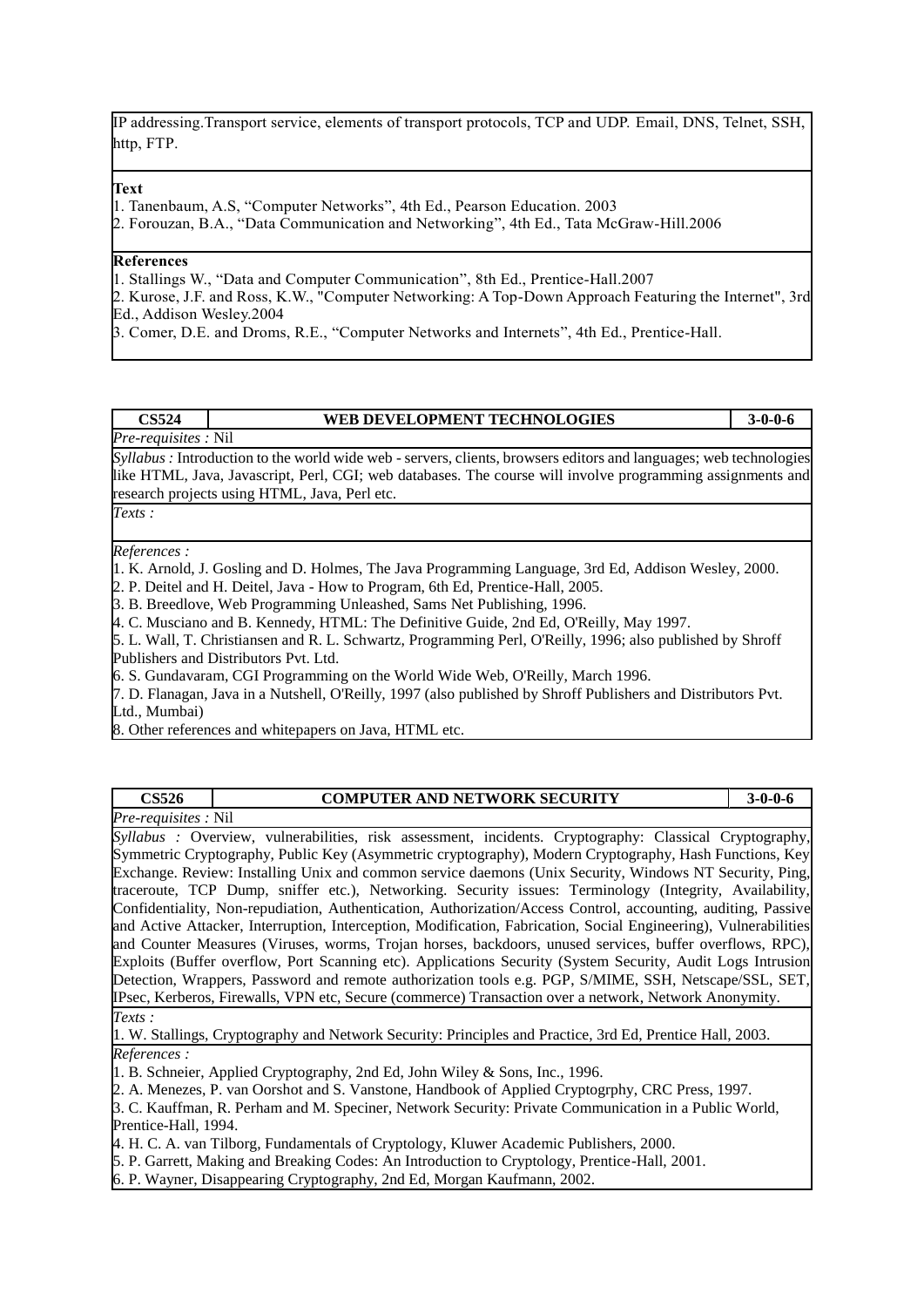IP addressing.Transport service, elements of transport protocols, TCP and UDP. Email, DNS, Telnet, SSH, http, FTP.

**Text**

1. Tanenbaum, A.S, "Computer Networks", 4th Ed., Pearson Education. 2003
2. Forouzan, B.A., "Data Communication and Networking", 4th Ed., Tata McGraw-Hill.2006

**References**

1. Stallings W., "Data and Computer Communication", 8th Ed., Prentice-Hall.2007
2. Kurose, J.F. and Ross, K.W., "Computer Networking: A Top-Down Approach Featuring the Internet", 3rd Ed., Addison Wesley.2004
3. Comer, D.E. and Droms, R.E., "Computer Networks and Internets", 4th Ed., Prentice-Hall.

| **CS524** | **WEB DEVELOPMENT TECHNOLOGIES** | **3-0-0-6** |
|---|---|---|

*Pre-requisites :* Nil

*Syllabus :* Introduction to the world wide web - servers, clients, browsers editors and languages; web technologies like HTML, Java, Javascript, Perl, CGI; web databases. The course will involve programming assignments and research projects using HTML, Java, Perl etc.

*Texts :*

*References :*

1. K. Arnold, J. Gosling and D. Holmes, The Java Programming Language, 3rd Ed, Addison Wesley, 2000.
2. P. Deitel and H. Deitel, Java - How to Program, 6th Ed, Prentice-Hall, 2005.
3. B. Breedlove, Web Programming Unleashed, Sams Net Publishing, 1996.
4. C. Musciano and B. Kennedy, HTML: The Definitive Guide, 2nd Ed, O'Reilly, May 1997.
5. L. Wall, T. Christiansen and R. L. Schwartz, Programming Perl, O'Reilly, 1996; also published by Shroff Publishers and Distributors Pvt. Ltd.
6. S. Gundavaram, CGI Programming on the World Wide Web, O'Reilly, March 1996.
7. D. Flanagan, Java in a Nutshell, O'Reilly, 1997 (also published by Shroff Publishers and Distributors Pvt. Ltd., Mumbai)
8. Other references and whitepapers on Java, HTML etc.

| **CS526** | **COMPUTER AND NETWORK SECURITY** | **3-0-0-6** |
|---|---|---|

*Pre-requisites :* Nil

*Syllabus :* Overview, vulnerabilities, risk assessment, incidents. Cryptography: Classical Cryptography, Symmetric Cryptography, Public Key (Asymmetric cryptography), Modern Cryptography, Hash Functions, Key Exchange. Review: Installing Unix and common service daemons (Unix Security, Windows NT Security, Ping, traceroute, TCP Dump, sniffer etc.), Networking. Security issues: Terminology (Integrity, Availability, Confidentiality, Non-repudiation, Authentication, Authorization/Access Control, accounting, auditing, Passive and Active Attacker, Interruption, Interception, Modification, Fabrication, Social Engineering), Vulnerabilities and Counter Measures (Viruses, worms, Trojan horses, backdoors, unused services, buffer overflows, RPC), Exploits (Buffer overflow, Port Scanning etc). Applications Security (System Security, Audit Logs Intrusion Detection, Wrappers, Password and remote authorization tools e.g. PGP, S/MIME, SSH, Netscape/SSL, SET, IPsec, Kerberos, Firewalls, VPN etc, Secure (commerce) Transaction over a network, Network Anonymity.

*Texts :*

1. W. Stallings, Cryptography and Network Security: Principles and Practice, 3rd Ed, Prentice Hall, 2003.

*References :*

1. B. Schneier, Applied Cryptography, 2nd Ed, John Wiley & Sons, Inc., 1996.
2. A. Menezes, P. van Oorshot and S. Vanstone, Handbook of Applied Cryptogrphy, CRC Press, 1997.
3. C. Kauffman, R. Perham and M. Speciner, Network Security: Private Communication in a Public World, Prentice-Hall, 1994.
4. H. C. A. van Tilborg, Fundamentals of Cryptology, Kluwer Academic Publishers, 2000.
5. P. Garrett, Making and Breaking Codes: An Introduction to Cryptology, Prentice-Hall, 2001.
6. P. Wayner, Disappearing Cryptography, 2nd Ed, Morgan Kaufmann, 2002.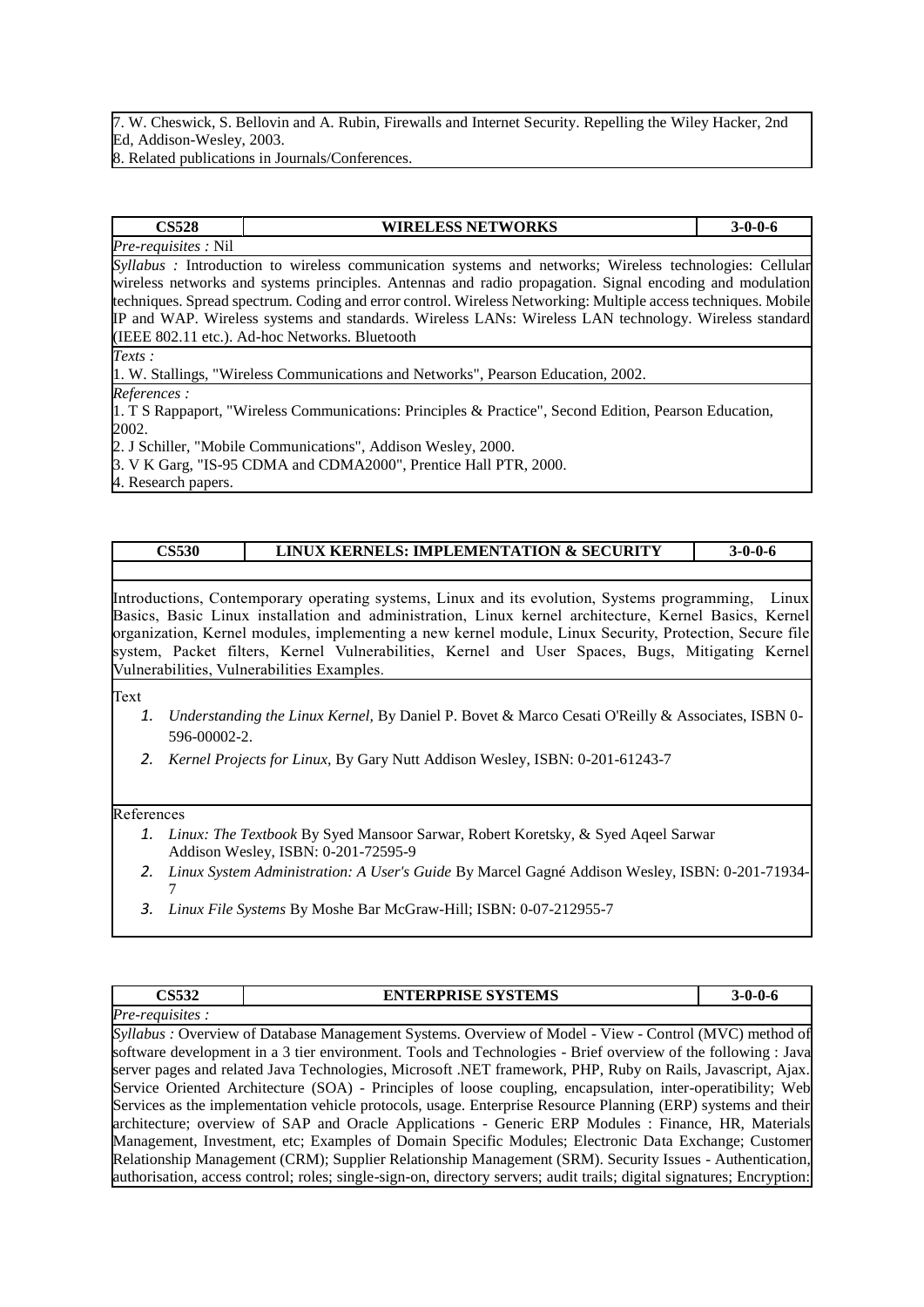7. W. Cheswick, S. Bellovin and A. Rubin, Firewalls and Internet Security. Repelling the Wiley Hacker, 2nd Ed, Addison-Wesley, 2003.
8. Related publications in Journals/Conferences.

| CS528 | WIRELESS NETWORKS | 3-0-0-6 |
|---|---|---|

*Pre-requisites :* Nil

*Syllabus :* Introduction to wireless communication systems and networks; Wireless technologies: Cellular wireless networks and systems principles. Antennas and radio propagation. Signal encoding and modulation techniques. Spread spectrum. Coding and error control. Wireless Networking: Multiple access techniques. Mobile IP and WAP. Wireless systems and standards. Wireless LANs: Wireless LAN technology. Wireless standard (IEEE 802.11 etc.). Ad-hoc Networks. Bluetooth

*Texts :*

1. W. Stallings, "Wireless Communications and Networks", Pearson Education, 2002.

*References :*

1. T S Rappaport, "Wireless Communications: Principles & Practice", Second Edition, Pearson Education, 2002.
2. J Schiller, "Mobile Communications", Addison Wesley, 2000.
3. V K Garg, "IS-95 CDMA and CDMA2000", Prentice Hall PTR, 2000.
4. Research papers.

| CS530 | LINUX KERNELS: IMPLEMENTATION & SECURITY | 3-0-0-6 |
|---|---|---|

Introductions, Contemporary operating systems, Linux and its evolution, Systems programming, Linux Basics, Basic Linux installation and administration, Linux kernel architecture, Kernel Basics, Kernel organization, Kernel modules, implementing a new kernel module, Linux Security, Protection, Secure file system, Packet filters, Kernel Vulnerabilities, Kernel and User Spaces, Bugs, Mitigating Kernel Vulnerabilities, Vulnerabilities Examples.

Text

1. *Understanding the Linux Kernel*, By Daniel P. Bovet & Marco Cesati O'Reilly & Associates, ISBN 0-596-00002-2.
2. *Kernel Projects for Linux*, By Gary Nutt Addison Wesley, ISBN: 0-201-61243-7

References

1. *Linux: The Textbook* By Syed Mansoor Sarwar, Robert Koretsky, & Syed Aqeel Sarwar Addison Wesley, ISBN: 0-201-72595-9
2. *Linux System Administration: A User's Guide* By Marcel Gagné Addison Wesley, ISBN: 0-201-71934-7
3. *Linux File Systems* By Moshe Bar McGraw-Hill; ISBN: 0-07-212955-7

| CS532 | ENTERPRISE SYSTEMS | 3-0-0-6 |
|---|---|---|

*Pre-requisites :*

*Syllabus :* Overview of Database Management Systems. Overview of Model - View - Control (MVC) method of software development in a 3 tier environment. Tools and Technologies - Brief overview of the following : Java server pages and related Java Technologies, Microsoft .NET framework, PHP, Ruby on Rails, Javascript, Ajax. Service Oriented Architecture (SOA) - Principles of loose coupling, encapsulation, inter-operatibility; Web Services as the implementation vehicle protocols, usage. Enterprise Resource Planning (ERP) systems and their architecture; overview of SAP and Oracle Applications - Generic ERP Modules : Finance, HR, Materials Management, Investment, etc; Examples of Domain Specific Modules; Electronic Data Exchange; Customer Relationship Management (CRM); Supplier Relationship Management (SRM). Security Issues - Authentication, authorisation, access control; roles; single-sign-on, directory servers; audit trails; digital signatures; Encryption: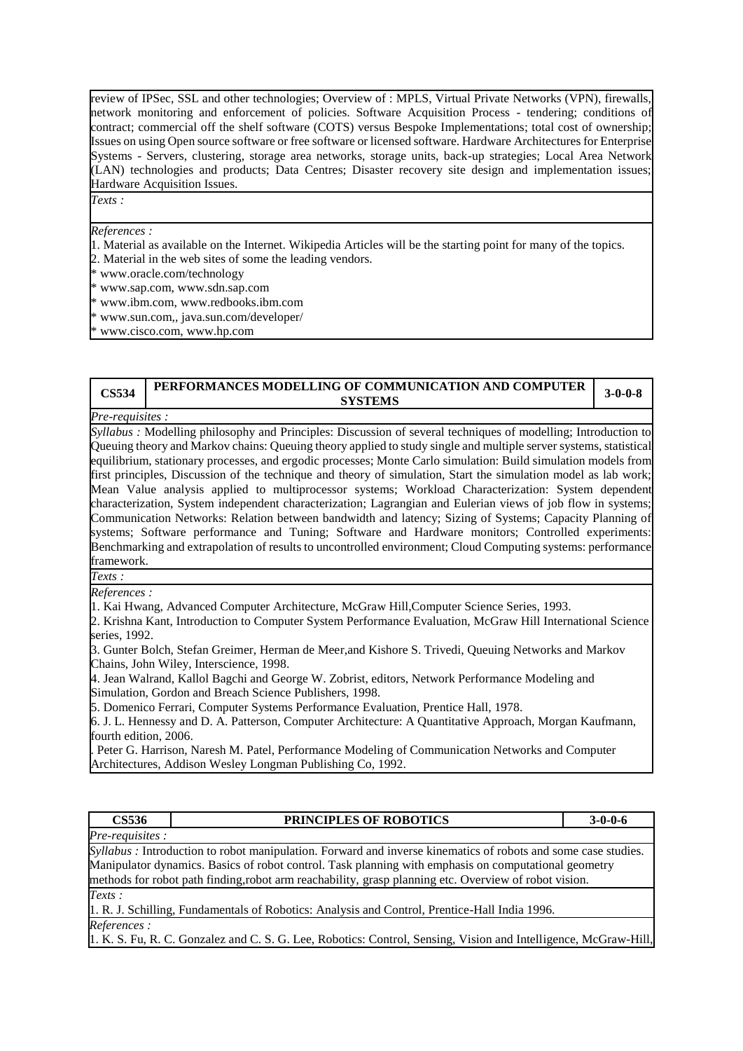review of IPSec, SSL and other technologies; Overview of : MPLS, Virtual Private Networks (VPN), firewalls, network monitoring and enforcement of policies. Software Acquisition Process - tendering; conditions of contract; commercial off the shelf software (COTS) versus Bespoke Implementations; total cost of ownership; Issues on using Open source software or free software or licensed software. Hardware Architectures for Enterprise Systems - Servers, clustering, storage area networks, storage units, back-up strategies; Local Area Network (LAN) technologies and products; Data Centres; Disaster recovery site design and implementation issues; Hardware Acquisition Issues.

*Texts :*

*References :*

1. Material as available on the Internet. Wikipedia Articles will be the starting point for many of the topics.
2. Material in the web sites of some the leading vendors.

* www.oracle.com/technology
* www.sap.com, www.sdn.sap.com
* www.ibm.com, www.redbooks.ibm.com
* www.sun.com,, java.sun.com/developer/
* www.cisco.com, www.hp.com

| CS534 | PERFORMANCES MODELLING OF COMMUNICATION AND COMPUTER SYSTEMS | 3-0-0-8 |
|---|---|---|

*Pre-requisites :*

*Syllabus :* Modelling philosophy and Principles: Discussion of several techniques of modelling; Introduction to Queuing theory and Markov chains: Queuing theory applied to study single and multiple server systems, statistical equilibrium, stationary processes, and ergodic processes; Monte Carlo simulation: Build simulation models from first principles, Discussion of the technique and theory of simulation, Start the simulation model as lab work; Mean Value analysis applied to multiprocessor systems; Workload Characterization: System dependent characterization, System independent characterization; Lagrangian and Eulerian views of job flow in systems; Communication Networks: Relation between bandwidth and latency; Sizing of Systems; Capacity Planning of systems; Software performance and Tuning; Software and Hardware monitors; Controlled experiments: Benchmarking and extrapolation of results to uncontrolled environment; Cloud Computing systems: performance framework.

*Texts :*

*References :*

1. Kai Hwang, Advanced Computer Architecture, McGraw Hill,Computer Science Series, 1993.
2. Krishna Kant, Introduction to Computer System Performance Evaluation, McGraw Hill International Science series, 1992.
3. Gunter Bolch, Stefan Greimer, Herman de Meer,and Kishore S. Trivedi, Queuing Networks and Markov Chains, John Wiley, Interscience, 1998.
4. Jean Walrand, Kallol Bagchi and George W. Zobrist, editors, Network Performance Modeling and Simulation, Gordon and Breach Science Publishers, 1998.
5. Domenico Ferrari, Computer Systems Performance Evaluation, Prentice Hall, 1978.
6. J. L. Hennessy and D. A. Patterson, Computer Architecture: A Quantitative Approach, Morgan Kaufmann, fourth edition, 2006.

. Peter G. Harrison, Naresh M. Patel, Performance Modeling of Communication Networks and Computer Architectures, Addison Wesley Longman Publishing Co, 1992.

| CS536 | PRINCIPLES OF ROBOTICS | 3-0-0-6 |
|---|---|---|

*Pre-requisites :*

*Syllabus :* Introduction to robot manipulation. Forward and inverse kinematics of robots and some case studies. Manipulator dynamics. Basics of robot control. Task planning with emphasis on computational geometry methods for robot path finding,robot arm reachability, grasp planning etc. Overview of robot vision.

*Texts :*

1. R. J. Schilling, Fundamentals of Robotics: Analysis and Control, Prentice-Hall India 1996.

*References :*

1. K. S. Fu, R. C. Gonzalez and C. S. G. Lee, Robotics: Control, Sensing, Vision and Intelligence, McGraw-Hill,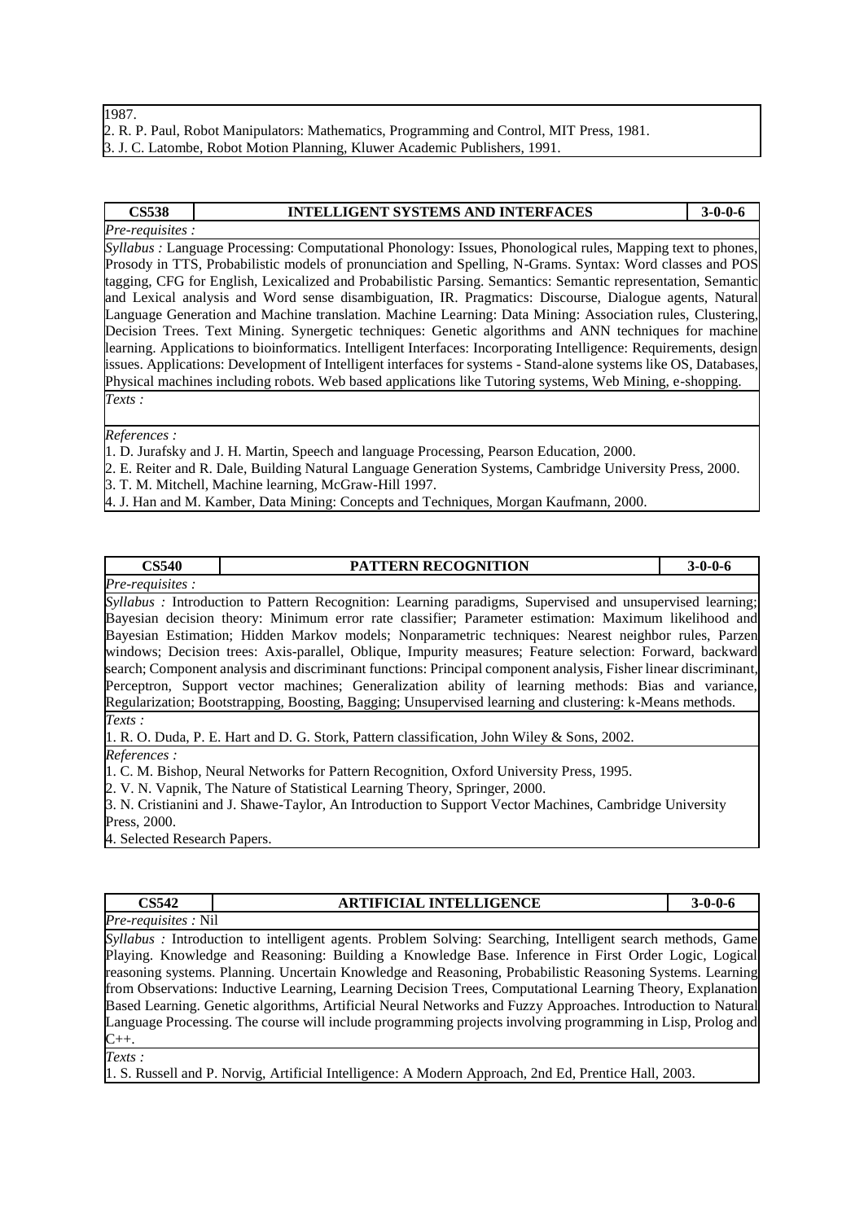1987.

2. R. P. Paul, Robot Manipulators: Mathematics, Programming and Control, MIT Press, 1981.

3. J. C. Latombe, Robot Motion Planning, Kluwer Academic Publishers, 1991.

| **CS538** | **INTELLIGENT SYSTEMS AND INTERFACES** | **3-0-0-6** |
|---|---|---|

*Pre-requisites :*

*Syllabus :* Language Processing: Computational Phonology: Issues, Phonological rules, Mapping text to phones, Prosody in TTS, Probabilistic models of pronunciation and Spelling, N-Grams. Syntax: Word classes and POS tagging, CFG for English, Lexicalized and Probabilistic Parsing. Semantics: Semantic representation, Semantic and Lexical analysis and Word sense disambiguation, IR. Pragmatics: Discourse, Dialogue agents, Natural Language Generation and Machine translation. Machine Learning: Data Mining: Association rules, Clustering, Decision Trees. Text Mining. Synergetic techniques: Genetic algorithms and ANN techniques for machine learning. Applications to bioinformatics. Intelligent Interfaces: Incorporating Intelligence: Requirements, design issues. Applications: Development of Intelligent interfaces for systems - Stand-alone systems like OS, Databases, Physical machines including robots. Web based applications like Tutoring systems, Web Mining, e-shopping.

*Texts :*

*References :*

1. D. Jurafsky and J. H. Martin, Speech and language Processing, Pearson Education, 2000.
2. E. Reiter and R. Dale, Building Natural Language Generation Systems, Cambridge University Press, 2000.
3. T. M. Mitchell, Machine learning, McGraw-Hill 1997.
4. J. Han and M. Kamber, Data Mining: Concepts and Techniques, Morgan Kaufmann, 2000.

| **CS540** | **PATTERN RECOGNITION** | **3-0-0-6** |
|---|---|---|

*Pre-requisites :*

*Syllabus :* Introduction to Pattern Recognition: Learning paradigms, Supervised and unsupervised learning; Bayesian decision theory: Minimum error rate classifier; Parameter estimation: Maximum likelihood and Bayesian Estimation; Hidden Markov models; Nonparametric techniques: Nearest neighbor rules, Parzen windows; Decision trees: Axis-parallel, Oblique, Impurity measures; Feature selection: Forward, backward search; Component analysis and discriminant functions: Principal component analysis, Fisher linear discriminant, Perceptron, Support vector machines; Generalization ability of learning methods: Bias and variance, Regularization; Bootstrapping, Boosting, Bagging; Unsupervised learning and clustering: k-Means methods.

*Texts :*

1. R. O. Duda, P. E. Hart and D. G. Stork, Pattern classification, John Wiley & Sons, 2002.

*References :*

1. C. M. Bishop, Neural Networks for Pattern Recognition, Oxford University Press, 1995.
2. V. N. Vapnik, The Nature of Statistical Learning Theory, Springer, 2000.
3. N. Cristianini and J. Shawe-Taylor, An Introduction to Support Vector Machines, Cambridge University Press, 2000.
4. Selected Research Papers.

| **CS542** | **ARTIFICIAL INTELLIGENCE** | **3-0-0-6** |
|---|---|---|

*Pre-requisites :* Nil

*Syllabus :* Introduction to intelligent agents. Problem Solving: Searching, Intelligent search methods, Game Playing. Knowledge and Reasoning: Building a Knowledge Base. Inference in First Order Logic, Logical reasoning systems. Planning. Uncertain Knowledge and Reasoning, Probabilistic Reasoning Systems. Learning from Observations: Inductive Learning, Learning Decision Trees, Computational Learning Theory, Explanation Based Learning. Genetic algorithms, Artificial Neural Networks and Fuzzy Approaches. Introduction to Natural Language Processing. The course will include programming projects involving programming in Lisp, Prolog and C++.

*Texts :*

1. S. Russell and P. Norvig, Artificial Intelligence: A Modern Approach, 2nd Ed, Prentice Hall, 2003.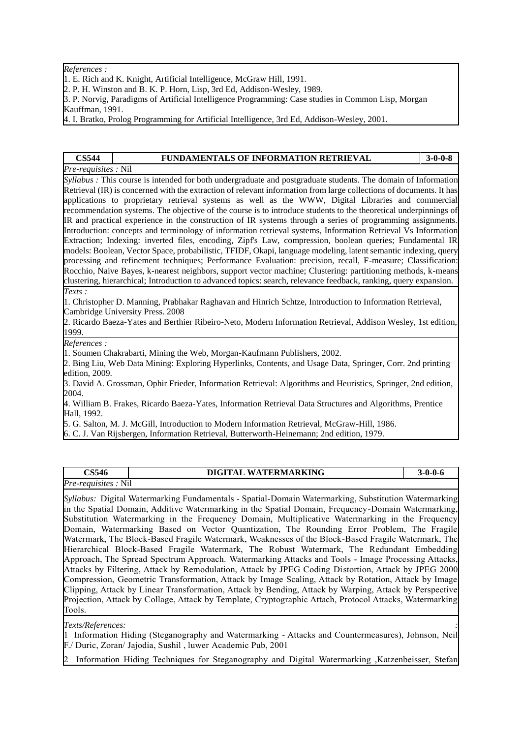*References :*

1. E. Rich and K. Knight, Artificial Intelligence, McGraw Hill, 1991.
2. P. H. Winston and B. K. P. Horn, Lisp, 3rd Ed, Addison-Wesley, 1989.
3. P. Norvig, Paradigms of Artificial Intelligence Programming: Case studies in Common Lisp, Morgan Kauffman, 1991.
4. I. Bratko, Prolog Programming for Artificial Intelligence, 3rd Ed, Addison-Wesley, 2001.

| CS544 | FUNDAMENTALS OF INFORMATION RETRIEVAL | 3-0-0-8 |
|---|---|---|

*Pre-requisites :* Nil

*Syllabus :* This course is intended for both undergraduate and postgraduate students. The domain of Information Retrieval (IR) is concerned with the extraction of relevant information from large collections of documents. It has applications to proprietary retrieval systems as well as the WWW, Digital Libraries and commercial recommendation systems. The objective of the course is to introduce students to the theoretical underpinnings of IR and practical experience in the construction of IR systems through a series of programming assignments. Introduction: concepts and terminology of information retrieval systems, Information Retrieval Vs Information Extraction; Indexing: inverted files, encoding, Zipf's Law, compression, boolean queries; Fundamental IR models: Boolean, Vector Space, probabilistic, TFIDF, Okapi, language modeling, latent semantic indexing, query processing and refinement techniques; Performance Evaluation: precision, recall, F-measure; Classification: Rocchio, Naive Bayes, k-nearest neighbors, support vector machine; Clustering: partitioning methods, k-means clustering, hierarchical; Introduction to advanced topics: search, relevance feedback, ranking, query expansion.

*Texts :*

1. Christopher D. Manning, Prabhakar Raghavan and Hinrich Schtze, Introduction to Information Retrieval, Cambridge University Press. 2008
2. Ricardo Baeza-Yates and Berthier Ribeiro-Neto, Modern Information Retrieval, Addison Wesley, 1st edition, 1999.

*References :*

1. Soumen Chakrabarti, Mining the Web, Morgan-Kaufmann Publishers, 2002.
2. Bing Liu, Web Data Mining: Exploring Hyperlinks, Contents, and Usage Data, Springer, Corr. 2nd printing edition, 2009.
3. David A. Grossman, Ophir Frieder, Information Retrieval: Algorithms and Heuristics, Springer, 2nd edition, 2004.
4. William B. Frakes, Ricardo Baeza-Yates, Information Retrieval Data Structures and Algorithms, Prentice Hall, 1992.
5. G. Salton, M. J. McGill, Introduction to Modern Information Retrieval, McGraw-Hill, 1986.
6. C. J. Van Rijsbergen, Information Retrieval, Butterworth-Heinemann; 2nd edition, 1979.

| CS546 | DIGITAL WATERMARKING | 3-0-0-6 |
|---|---|---|

*Pre-requisites :* Nil

*Syllabus:* Digital Watermarking Fundamentals - Spatial-Domain Watermarking, Substitution Watermarking in the Spatial Domain, Additive Watermarking in the Spatial Domain, Frequency-Domain Watermarking, Substitution Watermarking in the Frequency Domain, Multiplicative Watermarking in the Frequency Domain, Watermarking Based on Vector Quantization, The Rounding Error Problem, The Fragile Watermark, The Block-Based Fragile Watermark, Weaknesses of the Block-Based Fragile Watermark, The Hierarchical Block-Based Fragile Watermark, The Robust Watermark, The Redundant Embedding Approach, The Spread Spectrum Approach. Watermarking Attacks and Tools - Image Processing Attacks, Attacks by Filtering, Attack by Remodulation, Attack by JPEG Coding Distortion, Attack by JPEG 2000 Compression, Geometric Transformation, Attack by Image Scaling, Attack by Rotation, Attack by Image Clipping, Attack by Linear Transformation, Attack by Bending, Attack by Warping, Attack by Perspective Projection, Attack by Collage, Attack by Template, Cryptographic Attach, Protocol Attacks, Watermarking Tools.

*Texts/References:* :

1 Information Hiding (Steganography and Watermarking - Attacks and Countermeasures), Johnson, Neil F./ Duric, Zoran/ Jajodia, Sushil , luwer Academic Pub, 2001

2 Information Hiding Techniques for Steganography and Digital Watermarking ,Katzenbeisser, Stefan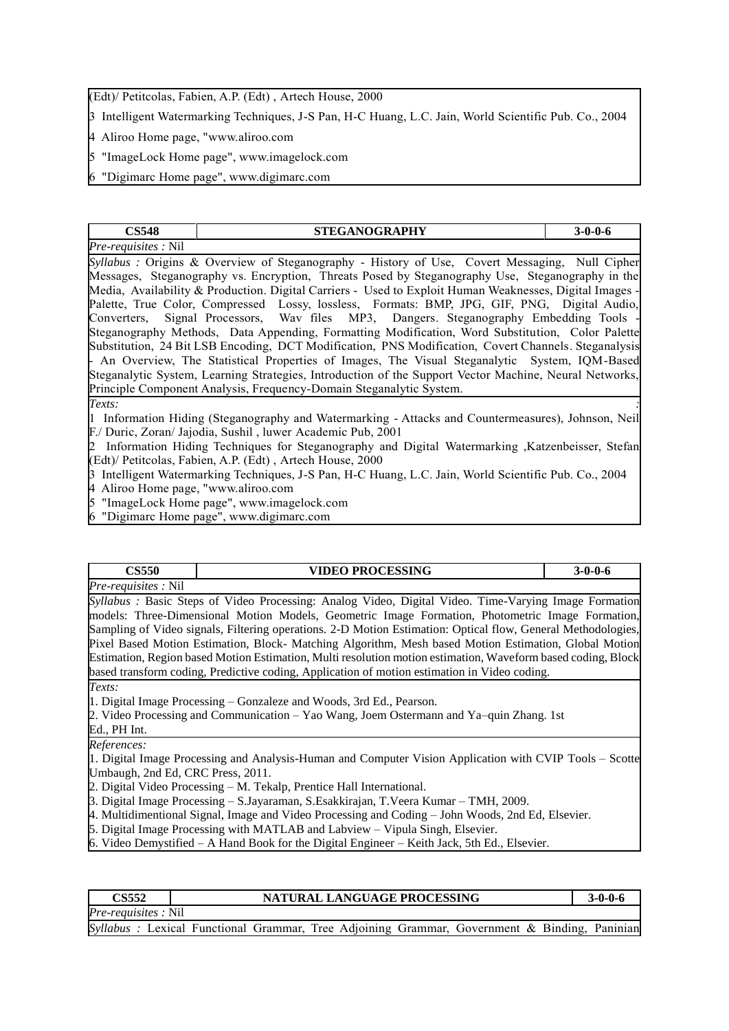(Edt)/ Petitcolas, Fabien, A.P. (Edt) , Artech House, 2000

3 Intelligent Watermarking Techniques, J-S Pan, H-C Huang, L.C. Jain, World Scientific Pub. Co., 2004

4 Aliroo Home page, "www.aliroo.com

5 "ImageLock Home page", www.imagelock.com

6 "Digimarc Home page", www.digimarc.com

| **CS548** | **STEGANOGRAPHY** | **3-0-0-6** |
|---|---|---|

*Pre-requisites :* Nil

*Syllabus :* Origins & Overview of Steganography - History of Use, Covert Messaging, Null Cipher Messages, Steganography vs. Encryption, Threats Posed by Steganography Use, Steganography in the Media, Availability & Production. Digital Carriers - Used to Exploit Human Weaknesses, Digital Images - Palette, True Color, Compressed Lossy, lossless, Formats: BMP, JPG, GIF, PNG, Digital Audio, Converters, Signal Processors, Wav files MP3, Dangers. Steganography Embedding Tools - Steganography Methods, Data Appending, Formatting Modification, Word Substitution, Color Palette Substitution, 24 Bit LSB Encoding, DCT Modification, PNS Modification, Covert Channels. Steganalysis - An Overview, The Statistical Properties of Images, The Visual Steganalytic System, IQM-Based Steganalytic System, Learning Strategies, Introduction of the Support Vector Machine, Neural Networks, Principle Component Analysis, Frequency-Domain Steganalytic System.

*Texts:* :

1 Information Hiding (Steganography and Watermarking - Attacks and Countermeasures), Johnson, Neil F./ Duric, Zoran/ Jajodia, Sushil , luwer Academic Pub, 2001

2 Information Hiding Techniques for Steganography and Digital Watermarking ,Katzenbeisser, Stefan (Edt)/ Petitcolas, Fabien, A.P. (Edt) , Artech House, 2000

3 Intelligent Watermarking Techniques, J-S Pan, H-C Huang, L.C. Jain, World Scientific Pub. Co., 2004

4 Aliroo Home page, "www.aliroo.com

5 "ImageLock Home page", www.imagelock.com

6 "Digimarc Home page", www.digimarc.com

| **CS550** | **VIDEO PROCESSING** | **3-0-0-6** |
|---|---|---|

*Pre-requisites :* Nil

*Syllabus :* Basic Steps of Video Processing: Analog Video, Digital Video. Time-Varying Image Formation models: Three-Dimensional Motion Models, Geometric Image Formation, Photometric Image Formation, Sampling of Video signals, Filtering operations. 2-D Motion Estimation: Optical flow, General Methodologies, Pixel Based Motion Estimation, Block- Matching Algorithm, Mesh based Motion Estimation, Global Motion Estimation, Region based Motion Estimation, Multi resolution motion estimation, Waveform based coding, Block based transform coding, Predictive coding, Application of motion estimation in Video coding.

*Texts:*

1. Digital Image Processing – Gonzaleze and Woods, 3rd Ed., Pearson.
2. Video Processing and Communication – Yao Wang, Joem Ostermann and Ya–quin Zhang. 1st Ed., PH Int.

*References:*

1. Digital Image Processing and Analysis-Human and Computer Vision Application with CVIP Tools – Scotte Umbaugh, 2nd Ed, CRC Press, 2011.
2. Digital Video Processing – M. Tekalp, Prentice Hall International.
3. Digital Image Processing – S.Jayaraman, S.Esakkirajan, T.Veera Kumar – TMH, 2009.
4. Multidimentional Signal, Image and Video Processing and Coding – John Woods, 2nd Ed, Elsevier.
5. Digital Image Processing with MATLAB and Labview – Vipula Singh, Elsevier.
6. Video Demystified – A Hand Book for the Digital Engineer – Keith Jack, 5th Ed., Elsevier.

| **CS552** | **NATURAL LANGUAGE PROCESSING** | **3-0-0-6** |
|---|---|---|

*Pre-requisites :* Nil

*Syllabus :* Lexical Functional Grammar, Tree Adjoining Grammar, Government & Binding, Paninian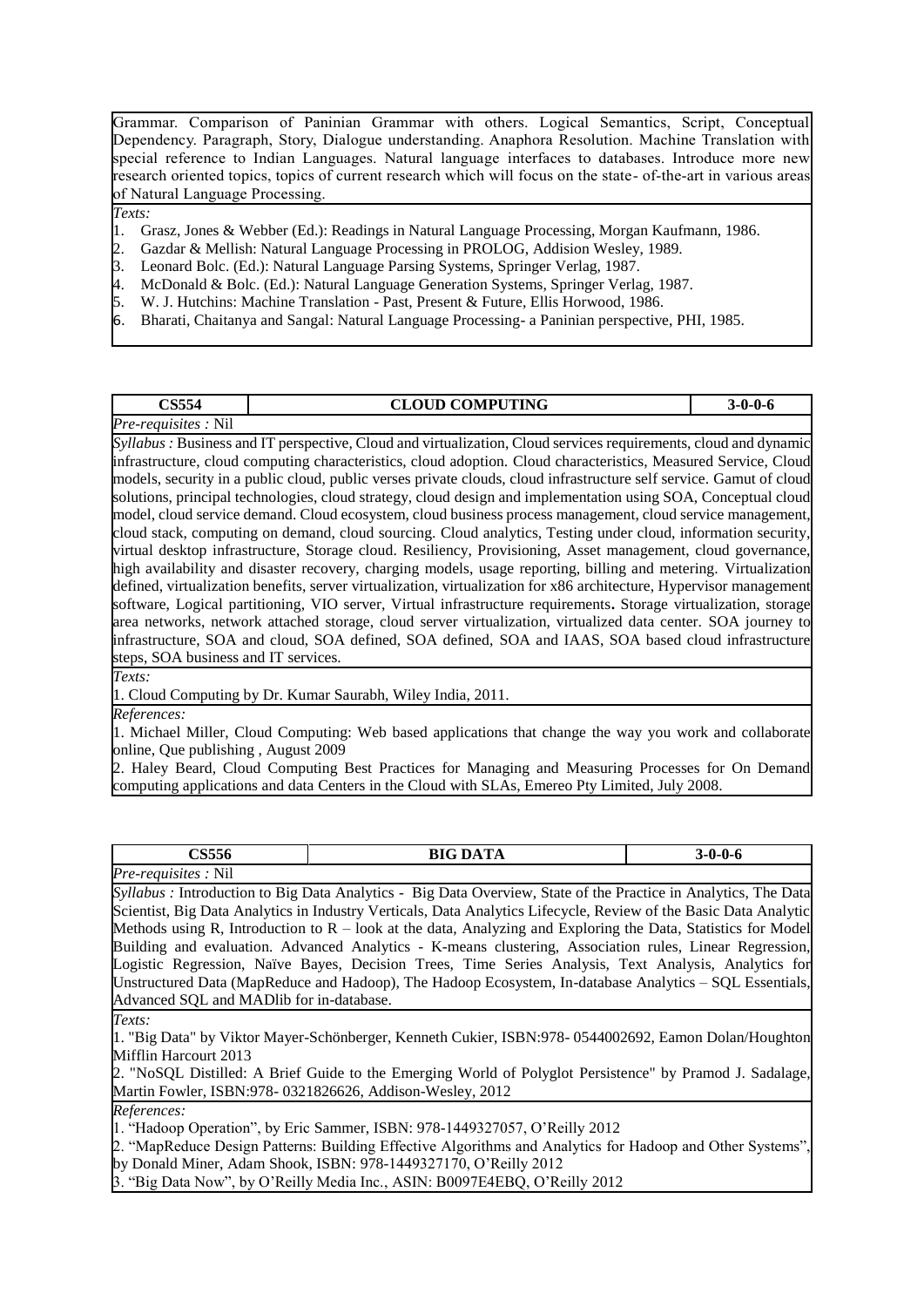Grammar. Comparison of Paninian Grammar with others. Logical Semantics, Script, Conceptual Dependency. Paragraph, Story, Dialogue understanding. Anaphora Resolution. Machine Translation with special reference to Indian Languages. Natural language interfaces to databases. Introduce more new research oriented topics, topics of current research which will focus on the state- of-the-art in various areas of Natural Language Processing.

*Texts:*

1. Grasz, Jones & Webber (Ed.): Readings in Natural Language Processing, Morgan Kaufmann, 1986.
2. Gazdar & Mellish: Natural Language Processing in PROLOG, Addision Wesley, 1989.
3. Leonard Bolc. (Ed.): Natural Language Parsing Systems, Springer Verlag, 1987.
4. McDonald & Bolc. (Ed.): Natural Language Generation Systems, Springer Verlag, 1987.
5. W. J. Hutchins: Machine Translation - Past, Present & Future, Ellis Horwood, 1986.
6. Bharati, Chaitanya and Sangal: Natural Language Processing- a Paninian perspective, PHI, 1985.

| CS554 | CLOUD COMPUTING | 3-0-0-6 |
|---|---|---|

*Pre-requisites :* Nil

*Syllabus :* Business and IT perspective, Cloud and virtualization, Cloud services requirements, cloud and dynamic infrastructure, cloud computing characteristics, cloud adoption. Cloud characteristics, Measured Service, Cloud models, security in a public cloud, public verses private clouds, cloud infrastructure self service. Gamut of cloud solutions, principal technologies, cloud strategy, cloud design and implementation using SOA, Conceptual cloud model, cloud service demand. Cloud ecosystem, cloud business process management, cloud service management, cloud stack, computing on demand, cloud sourcing. Cloud analytics, Testing under cloud, information security, virtual desktop infrastructure, Storage cloud. Resiliency, Provisioning, Asset management, cloud governance, high availability and disaster recovery, charging models, usage reporting, billing and metering. Virtualization defined, virtualization benefits, server virtualization, virtualization for x86 architecture, Hypervisor management software, Logical partitioning, VIO server, Virtual infrastructure requirements**.** Storage virtualization, storage area networks, network attached storage, cloud server virtualization, virtualized data center. SOA journey to infrastructure, SOA and cloud, SOA defined, SOA defined, SOA and IAAS, SOA based cloud infrastructure steps, SOA business and IT services.

*Texts:*

1. Cloud Computing by Dr. Kumar Saurabh, Wiley India, 2011.

*References:*

1. Michael Miller, Cloud Computing: Web based applications that change the way you work and collaborate online, Que publishing , August 2009
2. Haley Beard, Cloud Computing Best Practices for Managing and Measuring Processes for On Demand computing applications and data Centers in the Cloud with SLAs, Emereo Pty Limited, July 2008.

| CS556 | BIG DATA | 3-0-0-6 |
|---|---|---|

*Pre-requisites :* Nil

*Syllabus :* Introduction to Big Data Analytics - Big Data Overview, State of the Practice in Analytics, The Data Scientist, Big Data Analytics in Industry Verticals, Data Analytics Lifecycle, Review of the Basic Data Analytic Methods using R, Introduction to R – look at the data, Analyzing and Exploring the Data, Statistics for Model Building and evaluation. Advanced Analytics - K-means clustering, Association rules, Linear Regression, Logistic Regression, Naïve Bayes, Decision Trees, Time Series Analysis, Text Analysis, Analytics for Unstructured Data (MapReduce and Hadoop), The Hadoop Ecosystem, In-database Analytics – SQL Essentials, Advanced SQL and MADlib for in-database.

*Texts:*

1. "Big Data" by Viktor Mayer-Schönberger, Kenneth Cukier, ISBN:978- 0544002692, Eamon Dolan/Houghton Mifflin Harcourt 2013
2. "NoSQL Distilled: A Brief Guide to the Emerging World of Polyglot Persistence" by Pramod J. Sadalage, Martin Fowler, ISBN:978- 0321826626, Addison-Wesley, 2012

*References:*

1. "Hadoop Operation", by Eric Sammer, ISBN: 978-1449327057, O'Reilly 2012
2. "MapReduce Design Patterns: Building Effective Algorithms and Analytics for Hadoop and Other Systems", by Donald Miner, Adam Shook, ISBN: 978-1449327170, O'Reilly 2012
3. "Big Data Now", by O'Reilly Media Inc., ASIN: B0097E4EBQ, O'Reilly 2012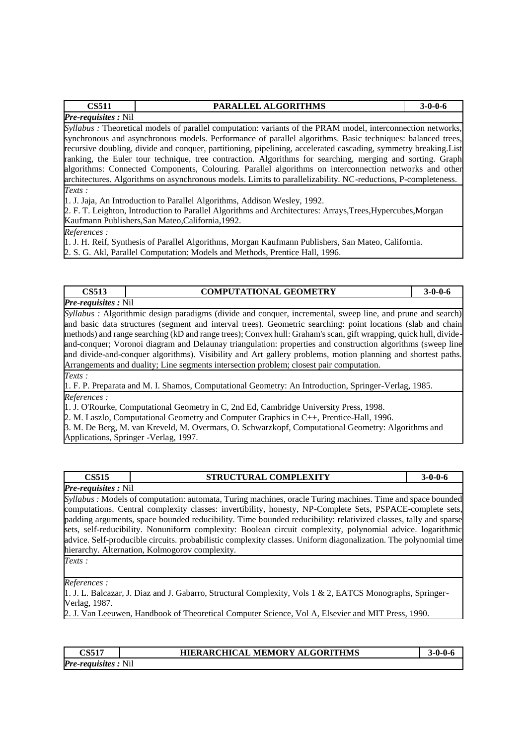| CS511 | PARALLEL ALGORITHMS | 3-0-0-6 |
|---|---|---|

***Pre-requisites :*** Nil

*Syllabus :* Theoretical models of parallel computation: variants of the PRAM model, interconnection networks, synchronous and asynchronous models. Performance of parallel algorithms. Basic techniques: balanced trees, recursive doubling, divide and conquer, partitioning, pipelining, accelerated cascading, symmetry breaking.List ranking, the Euler tour technique, tree contraction. Algorithms for searching, merging and sorting. Graph algorithms: Connected Components, Colouring. Parallel algorithms on interconnection networks and other architectures. Algorithms on asynchronous models. Limits to parallelizability. NC-reductions, P-completeness.

*Texts :*

1. J. Jaja, An Introduction to Parallel Algorithms, Addison Wesley, 1992.
2. F. T. Leighton, Introduction to Parallel Algorithms and Architectures: Arrays,Trees,Hypercubes,Morgan Kaufmann Publishers,San Mateo,California,1992.

*References :*

1. J. H. Reif, Synthesis of Parallel Algorithms, Morgan Kaufmann Publishers, San Mateo, California.
2. S. G. Akl, Parallel Computation: Models and Methods, Prentice Hall, 1996.

| CS513 | COMPUTATIONAL GEOMETRY | 3-0-0-6 |
|---|---|---|

***Pre-requisites :*** Nil

*Syllabus :* Algorithmic design paradigms (divide and conquer, incremental, sweep line, and prune and search) and basic data structures (segment and interval trees). Geometric searching: point locations (slab and chain methods) and range searching (kD and range trees); Convex hull: Graham's scan, gift wrapping, quick hull, divide-and-conquer; Voronoi diagram and Delaunay triangulation: properties and construction algorithms (sweep line and divide-and-conquer algorithms). Visibility and Art gallery problems, motion planning and shortest paths. Arrangements and duality; Line segments intersection problem; closest pair computation.

*Texts :*

1. F. P. Preparata and M. I. Shamos, Computational Geometry: An Introduction, Springer-Verlag, 1985.

*References :*

1. J. O'Rourke, Computational Geometry in C, 2nd Ed, Cambridge University Press, 1998.
2. M. Laszlo, Computational Geometry and Computer Graphics in C++, Prentice-Hall, 1996.
3. M. De Berg, M. van Kreveld, M. Overmars, O. Schwarzkopf, Computational Geometry: Algorithms and Applications, Springer -Verlag, 1997.

| CS515 | STRUCTURAL COMPLEXITY | 3-0-0-6 |
|---|---|---|

***Pre-requisites :*** Nil

*Syllabus :* Models of computation: automata, Turing machines, oracle Turing machines. Time and space bounded computations. Central complexity classes: invertibility, honesty, NP-Complete Sets, PSPACE-complete sets, padding arguments, space bounded reducibility. Time bounded reducibility: relativized classes, tally and sparse sets, self-reducibility. Nonuniform complexity: Boolean circuit complexity, polynomial advice. logarithmic advice. Self-producible circuits. probabilistic complexity classes. Uniform diagonalization. The polynomial time hierarchy. Alternation, Kolmogorov complexity.

*Texts :*

*References :*

1. J. L. Balcazar, J. Diaz and J. Gabarro, Structural Complexity, Vols 1 & 2, EATCS Monographs, Springer-Verlag, 1987.
2. J. Van Leeuwen, Handbook of Theoretical Computer Science, Vol A, Elsevier and MIT Press, 1990.

| CS517 | HIERARCHICAL MEMORY ALGORITHMS | 3-0-0-6 |
|---|---|---|

***Pre-requisites :*** Nil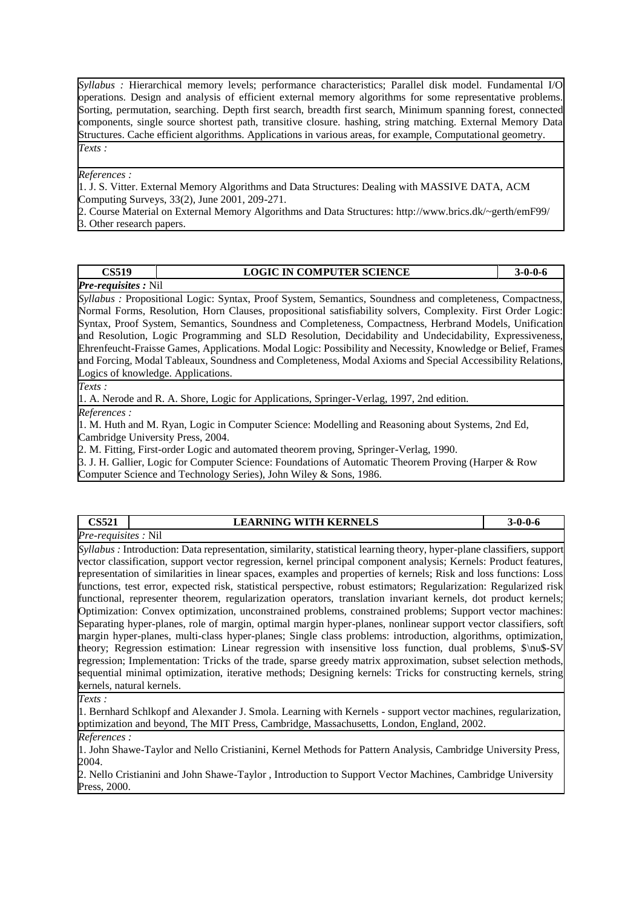*Syllabus :* Hierarchical memory levels; performance characteristics; Parallel disk model. Fundamental I/O operations. Design and analysis of efficient external memory algorithms for some representative problems. Sorting, permutation, searching. Depth first search, breadth first search, Minimum spanning forest, connected components, single source shortest path, transitive closure. hashing, string matching. External Memory Data Structures. Cache efficient algorithms. Applications in various areas, for example, Computational geometry.

*Texts :*

*References :*

1. J. S. Vitter. External Memory Algorithms and Data Structures: Dealing with MASSIVE DATA, ACM Computing Surveys, 33(2), June 2001, 209-271.
2. Course Material on External Memory Algorithms and Data Structures: http://www.brics.dk/~gerth/emF99/
3. Other research papers.

| **CS519** | **LOGIC IN COMPUTER SCIENCE** | **3-0-0-6** |
|---|---|---|

***Pre-requisites :*** Nil

*Syllabus :* Propositional Logic: Syntax, Proof System, Semantics, Soundness and completeness, Compactness, Normal Forms, Resolution, Horn Clauses, propositional satisfiability solvers, Complexity. First Order Logic: Syntax, Proof System, Semantics, Soundness and Completeness, Compactness, Herbrand Models, Unification and Resolution, Logic Programming and SLD Resolution, Decidability and Undecidability, Expressiveness, Ehrenfeucht-Fraisse Games, Applications. Modal Logic: Possibility and Necessity, Knowledge or Belief, Frames and Forcing, Modal Tableaux, Soundness and Completeness, Modal Axioms and Special Accessibility Relations, Logics of knowledge. Applications.

*Texts :*

1. A. Nerode and R. A. Shore, Logic for Applications, Springer-Verlag, 1997, 2nd edition.

*References :*

1. M. Huth and M. Ryan, Logic in Computer Science: Modelling and Reasoning about Systems, 2nd Ed, Cambridge University Press, 2004.
2. M. Fitting, First-order Logic and automated theorem proving, Springer-Verlag, 1990.
3. J. H. Gallier, Logic for Computer Science: Foundations of Automatic Theorem Proving (Harper & Row Computer Science and Technology Series), John Wiley & Sons, 1986.

| **CS521** | **LEARNING WITH KERNELS** | **3-0-0-6** |
|---|---|---|

*Pre-requisites :* Nil

*Syllabus :* Introduction: Data representation, similarity, statistical learning theory, hyper-plane classifiers, support vector classification, support vector regression, kernel principal component analysis; Kernels: Product features, representation of similarities in linear spaces, examples and properties of kernels; Risk and loss functions: Loss functions, test error, expected risk, statistical perspective, robust estimators; Regularization: Regularized risk functional, representer theorem, regularization operators, translation invariant kernels, dot product kernels; Optimization: Convex optimization, unconstrained problems, constrained problems; Support vector machines: Separating hyper-planes, role of margin, optimal margin hyper-planes, nonlinear support vector classifiers, soft margin hyper-planes, multi-class hyper-planes; Single class problems: introduction, algorithms, optimization, theory; Regression estimation: Linear regression with insensitive loss function, dual problems, $\nu$-SV regression; Implementation: Tricks of the trade, sparse greedy matrix approximation, subset selection methods, sequential minimal optimization, iterative methods; Designing kernels: Tricks for constructing kernels, string kernels, natural kernels.

*Texts :*

1. Bernhard Schlkopf and Alexander J. Smola. Learning with Kernels - support vector machines, regularization, optimization and beyond, The MIT Press, Cambridge, Massachusetts, London, England, 2002.

*References :*

1. John Shawe-Taylor and Nello Cristianini, Kernel Methods for Pattern Analysis, Cambridge University Press, 2004.
2. Nello Cristianini and John Shawe-Taylor , Introduction to Support Vector Machines, Cambridge University Press, 2000.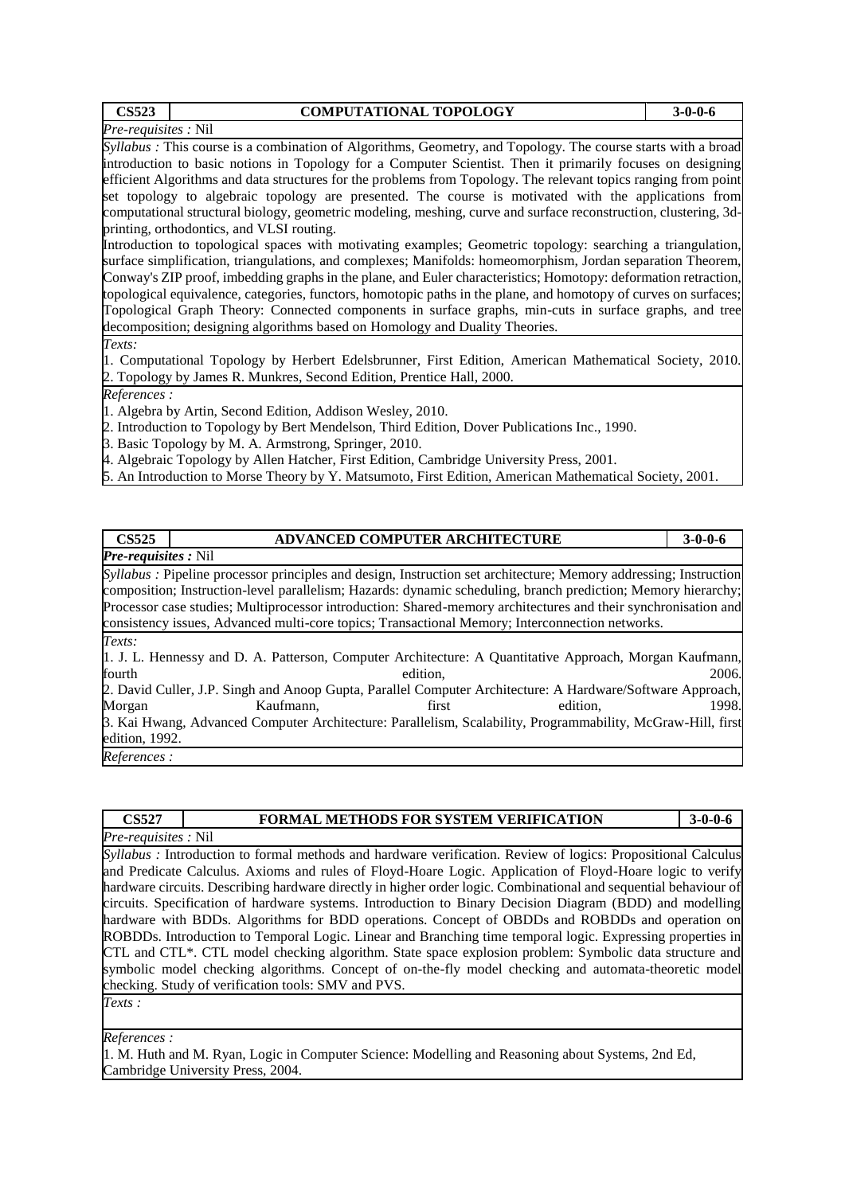| CS523 | COMPUTATIONAL TOPOLOGY | 3-0-0-6 |
|---|---|---|

*Pre-requisites :* Nil

*Syllabus :* This course is a combination of Algorithms, Geometry, and Topology. The course starts with a broad introduction to basic notions in Topology for a Computer Scientist. Then it primarily focuses on designing efficient Algorithms and data structures for the problems from Topology. The relevant topics ranging from point set topology to algebraic topology are presented. The course is motivated with the applications from computational structural biology, geometric modeling, meshing, curve and surface reconstruction, clustering, 3d-printing, orthodontics, and VLSI routing.

Introduction to topological spaces with motivating examples; Geometric topology: searching a triangulation, surface simplification, triangulations, and complexes; Manifolds: homeomorphism, Jordan separation Theorem, Conway's ZIP proof, imbedding graphs in the plane, and Euler characteristics; Homotopy: deformation retraction, topological equivalence, categories, functors, homotopic paths in the plane, and homotopy of curves on surfaces; Topological Graph Theory: Connected components in surface graphs, min-cuts in surface graphs, and tree decomposition; designing algorithms based on Homology and Duality Theories.

*Texts:*

1. Computational Topology by Herbert Edelsbrunner, First Edition, American Mathematical Society, 2010.
2. Topology by James R. Munkres, Second Edition, Prentice Hall, 2000.

*References :*

1. Algebra by Artin, Second Edition, Addison Wesley, 2010.
2. Introduction to Topology by Bert Mendelson, Third Edition, Dover Publications Inc., 1990.
3. Basic Topology by M. A. Armstrong, Springer, 2010.
4. Algebraic Topology by Allen Hatcher, First Edition, Cambridge University Press, 2001.
5. An Introduction to Morse Theory by Y. Matsumoto, First Edition, American Mathematical Society, 2001.

| CS525 | ADVANCED COMPUTER ARCHITECTURE | 3-0-0-6 |
|---|---|---|

***Pre-requisites :*** Nil

*Syllabus :* Pipeline processor principles and design, Instruction set architecture; Memory addressing; Instruction composition; Instruction-level parallelism; Hazards: dynamic scheduling, branch prediction; Memory hierarchy; Processor case studies; Multiprocessor introduction: Shared-memory architectures and their synchronisation and consistency issues, Advanced multi-core topics; Transactional Memory; Interconnection networks.

*Texts:*

1. J. L. Hennessy and D. A. Patterson, Computer Architecture: A Quantitative Approach, Morgan Kaufmann, fourth edition, 2006.
2. David Culler, J.P. Singh and Anoop Gupta, Parallel Computer Architecture: A Hardware/Software Approach, Morgan Kaufmann, first edition, 1998.
3. Kai Hwang, Advanced Computer Architecture: Parallelism, Scalability, Programmability, McGraw-Hill, first edition, 1992.

*References :*

| CS527 | FORMAL METHODS FOR SYSTEM VERIFICATION | 3-0-0-6 |
|---|---|---|

*Pre-requisites :* Nil

*Syllabus :* Introduction to formal methods and hardware verification. Review of logics: Propositional Calculus and Predicate Calculus. Axioms and rules of Floyd-Hoare Logic. Application of Floyd-Hoare logic to verify hardware circuits. Describing hardware directly in higher order logic. Combinational and sequential behaviour of circuits. Specification of hardware systems. Introduction to Binary Decision Diagram (BDD) and modelling hardware with BDDs. Algorithms for BDD operations. Concept of OBDDs and ROBDDs and operation on ROBDDs. Introduction to Temporal Logic. Linear and Branching time temporal logic. Expressing properties in CTL and CTL*. CTL model checking algorithm. State space explosion problem: Symbolic data structure and symbolic model checking algorithms. Concept of on-the-fly model checking and automata-theoretic model checking. Study of verification tools: SMV and PVS.

*Texts :*

*References :*

1. M. Huth and M. Ryan, Logic in Computer Science: Modelling and Reasoning about Systems, 2nd Ed, Cambridge University Press, 2004.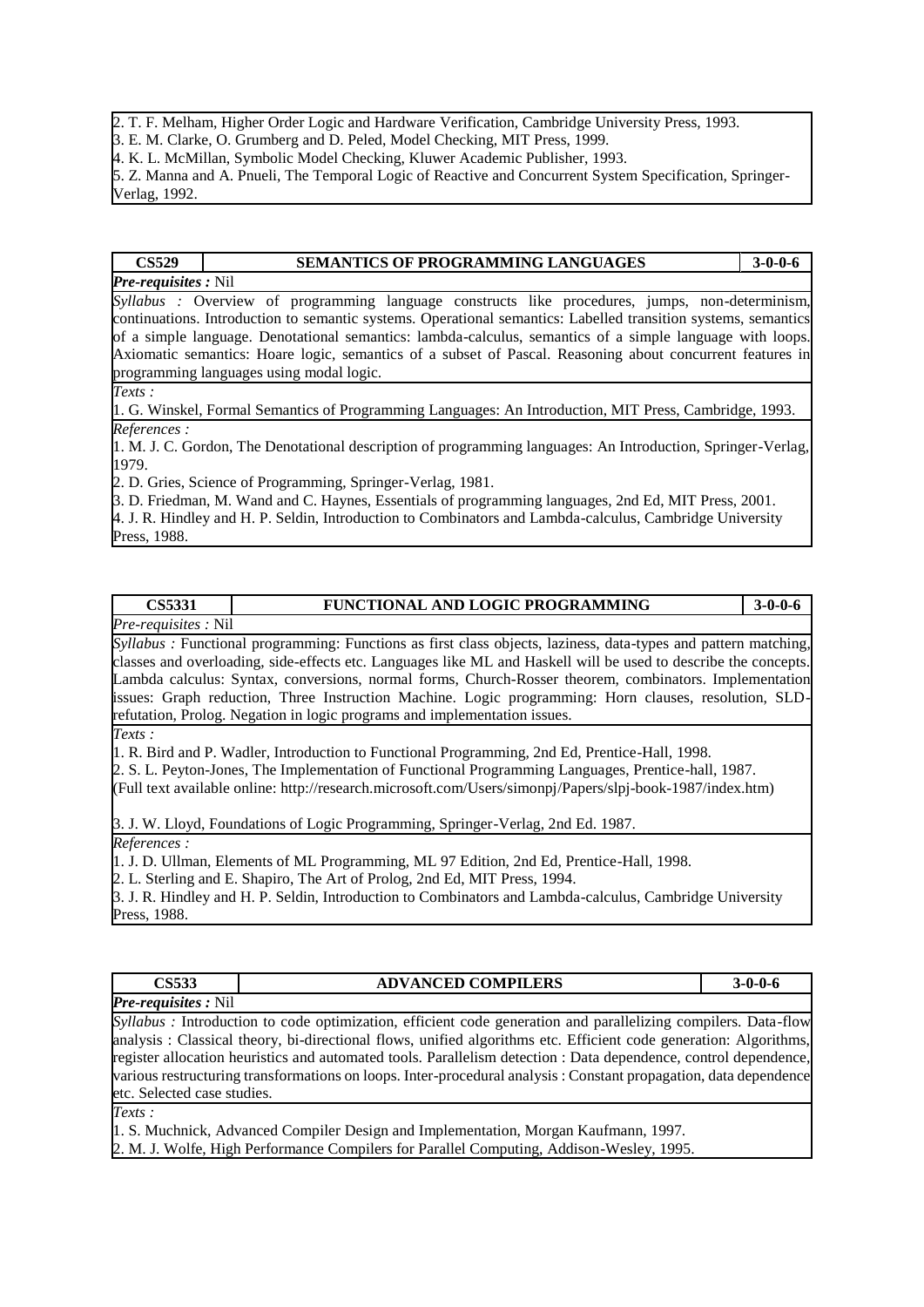2. T. F. Melham, Higher Order Logic and Hardware Verification, Cambridge University Press, 1993.
3. E. M. Clarke, O. Grumberg and D. Peled, Model Checking, MIT Press, 1999.
4. K. L. McMillan, Symbolic Model Checking, Kluwer Academic Publisher, 1993.
5. Z. Manna and A. Pnueli, The Temporal Logic of Reactive and Concurrent System Specification, Springer-Verlag, 1992.

| **CS529** | **SEMANTICS OF PROGRAMMING LANGUAGES** | **3-0-0-6** |
|---|---|---|

***Pre-requisites :*** Nil

*Syllabus :* Overview of programming language constructs like procedures, jumps, non-determinism, continuations. Introduction to semantic systems. Operational semantics: Labelled transition systems, semantics of a simple language. Denotational semantics: lambda-calculus, semantics of a simple language with loops. Axiomatic semantics: Hoare logic, semantics of a subset of Pascal. Reasoning about concurrent features in programming languages using modal logic.

*Texts :*

1. G. Winskel, Formal Semantics of Programming Languages: An Introduction, MIT Press, Cambridge, 1993.

*References :*

1. M. J. C. Gordon, The Denotational description of programming languages: An Introduction, Springer-Verlag, 1979.
2. D. Gries, Science of Programming, Springer-Verlag, 1981.
3. D. Friedman, M. Wand and C. Haynes, Essentials of programming languages, 2nd Ed, MIT Press, 2001.
4. J. R. Hindley and H. P. Seldin, Introduction to Combinators and Lambda-calculus, Cambridge University Press, 1988.

| **CS5331** | **FUNCTIONAL AND LOGIC PROGRAMMING** | **3-0-0-6** |
|---|---|---|

*Pre-requisites :* Nil

*Syllabus :* Functional programming: Functions as first class objects, laziness, data-types and pattern matching, classes and overloading, side-effects etc. Languages like ML and Haskell will be used to describe the concepts. Lambda calculus: Syntax, conversions, normal forms, Church-Rosser theorem, combinators. Implementation issues: Graph reduction, Three Instruction Machine. Logic programming: Horn clauses, resolution, SLD-refutation, Prolog. Negation in logic programs and implementation issues.

*Texts :*

1. R. Bird and P. Wadler, Introduction to Functional Programming, 2nd Ed, Prentice-Hall, 1998.
2. S. L. Peyton-Jones, The Implementation of Functional Programming Languages, Prentice-hall, 1987. (Full text available online: http://research.microsoft.com/Users/simonpj/Papers/slpj-book-1987/index.htm)
3. J. W. Lloyd, Foundations of Logic Programming, Springer-Verlag, 2nd Ed. 1987.

*References :*

1. J. D. Ullman, Elements of ML Programming, ML 97 Edition, 2nd Ed, Prentice-Hall, 1998.
2. L. Sterling and E. Shapiro, The Art of Prolog, 2nd Ed, MIT Press, 1994.
3. J. R. Hindley and H. P. Seldin, Introduction to Combinators and Lambda-calculus, Cambridge University Press, 1988.

| **CS533** | **ADVANCED COMPILERS** | **3-0-0-6** |
|---|---|---|

***Pre-requisites :*** Nil

*Syllabus :* Introduction to code optimization, efficient code generation and parallelizing compilers. Data-flow analysis : Classical theory, bi-directional flows, unified algorithms etc. Efficient code generation: Algorithms, register allocation heuristics and automated tools. Parallelism detection : Data dependence, control dependence, various restructuring transformations on loops. Inter-procedural analysis : Constant propagation, data dependence etc. Selected case studies.

*Texts :*

1. S. Muchnick, Advanced Compiler Design and Implementation, Morgan Kaufmann, 1997.
2. M. J. Wolfe, High Performance Compilers for Parallel Computing, Addison-Wesley, 1995.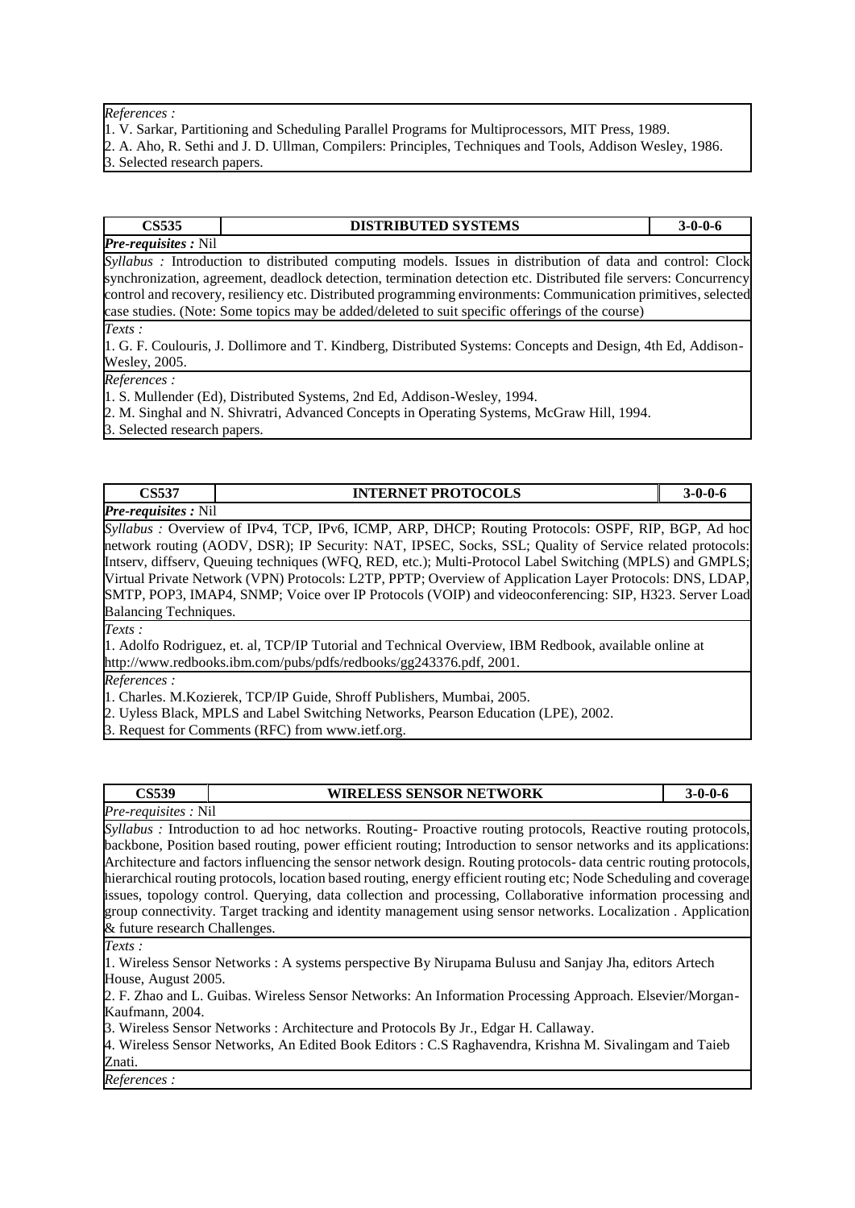*References :*

1. V. Sarkar, Partitioning and Scheduling Parallel Programs for Multiprocessors, MIT Press, 1989.
2. A. Aho, R. Sethi and J. D. Ullman, Compilers: Principles, Techniques and Tools, Addison Wesley, 1986.
3. Selected research papers.

| **CS535** | **DISTRIBUTED SYSTEMS** | **3-0-0-6** |
|---|---|---|

***Pre-requisites :*** Nil

*Syllabus :* Introduction to distributed computing models. Issues in distribution of data and control: Clock synchronization, agreement, deadlock detection, termination detection etc. Distributed file servers: Concurrency control and recovery, resiliency etc. Distributed programming environments: Communication primitives, selected case studies. (Note: Some topics may be added/deleted to suit specific offerings of the course)

*Texts :*

1. G. F. Coulouris, J. Dollimore and T. Kindberg, Distributed Systems: Concepts and Design, 4th Ed, Addison-Wesley, 2005.

*References :*

1. S. Mullender (Ed), Distributed Systems, 2nd Ed, Addison-Wesley, 1994.
2. M. Singhal and N. Shivratri, Advanced Concepts in Operating Systems, McGraw Hill, 1994.
3. Selected research papers.

| **CS537** | **INTERNET PROTOCOLS** | **3-0-0-6** |
|---|---|---|

***Pre-requisites :*** Nil

*Syllabus :* Overview of IPv4, TCP, IPv6, ICMP, ARP, DHCP; Routing Protocols: OSPF, RIP, BGP, Ad hoc network routing (AODV, DSR); IP Security: NAT, IPSEC, Socks, SSL; Quality of Service related protocols: Intserv, diffserv, Queuing techniques (WFQ, RED, etc.); Multi-Protocol Label Switching (MPLS) and GMPLS; Virtual Private Network (VPN) Protocols: L2TP, PPTP; Overview of Application Layer Protocols: DNS, LDAP, SMTP, POP3, IMAP4, SNMP; Voice over IP Protocols (VOIP) and videoconferencing: SIP, H323. Server Load Balancing Techniques.

*Texts :*

1. Adolfo Rodriguez, et. al, TCP/IP Tutorial and Technical Overview, IBM Redbook, available online at http://www.redbooks.ibm.com/pubs/pdfs/redbooks/gg243376.pdf, 2001.

*References :*

1. Charles. M.Kozierek, TCP/IP Guide, Shroff Publishers, Mumbai, 2005.
2. Uyless Black, MPLS and Label Switching Networks, Pearson Education (LPE), 2002.
3. Request for Comments (RFC) from www.ietf.org.

| **CS539** | **WIRELESS SENSOR NETWORK** | **3-0-0-6** |
|---|---|---|

*Pre-requisites :* Nil

*Syllabus :* Introduction to ad hoc networks. Routing- Proactive routing protocols, Reactive routing protocols, backbone, Position based routing, power efficient routing; Introduction to sensor networks and its applications: Architecture and factors influencing the sensor network design. Routing protocols- data centric routing protocols, hierarchical routing protocols, location based routing, energy efficient routing etc; Node Scheduling and coverage issues, topology control. Querying, data collection and processing, Collaborative information processing and group connectivity. Target tracking and identity management using sensor networks. Localization . Application & future research Challenges.

*Texts :*

1. Wireless Sensor Networks : A systems perspective By Nirupama Bulusu and Sanjay Jha, editors Artech House, August 2005.
2. F. Zhao and L. Guibas. Wireless Sensor Networks: An Information Processing Approach. Elsevier/Morgan-Kaufmann, 2004.
3. Wireless Sensor Networks : Architecture and Protocols By Jr., Edgar H. Callaway.
4. Wireless Sensor Networks, An Edited Book Editors : C.S Raghavendra, Krishna M. Sivalingam and Taieb Znati.

*References :*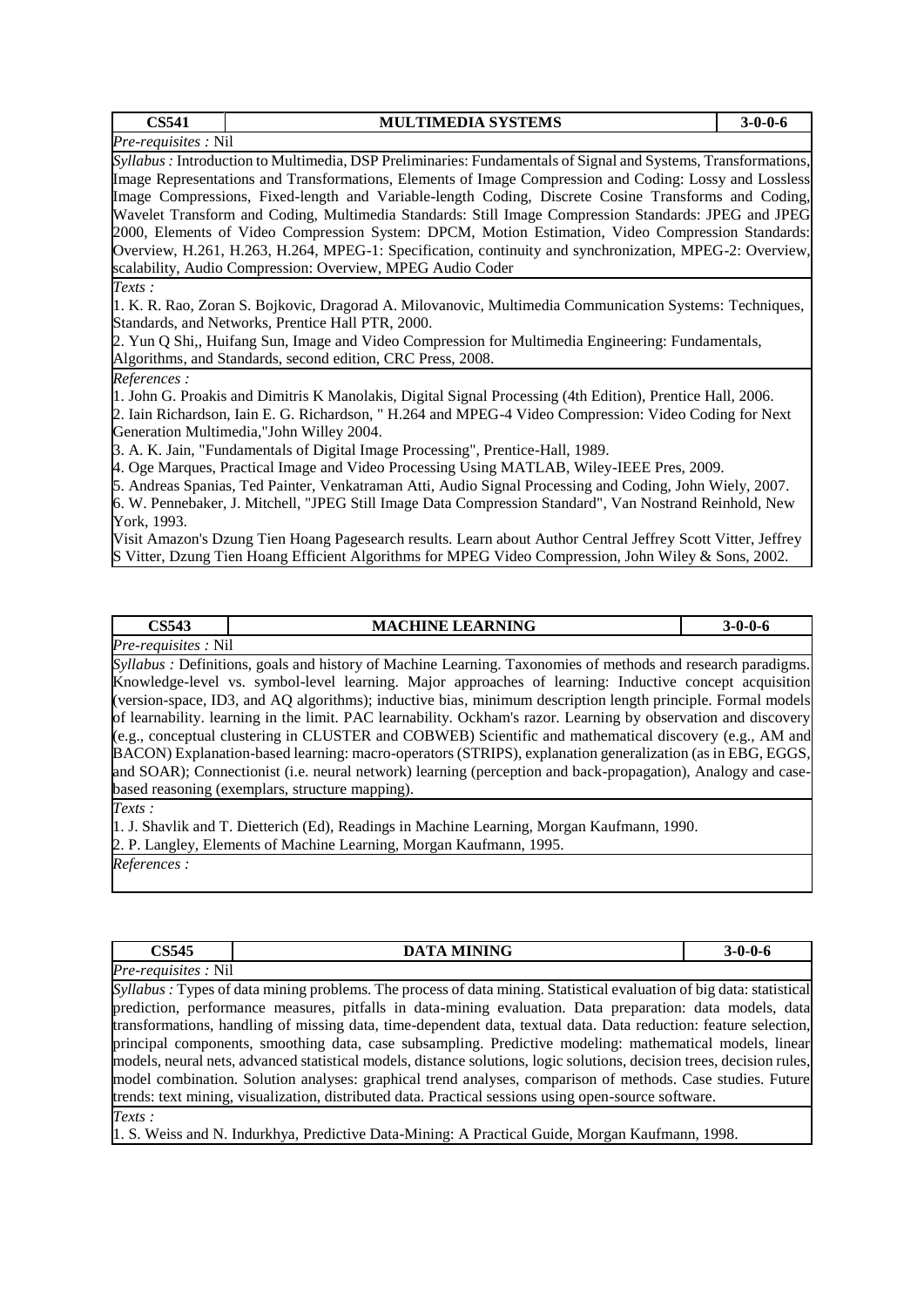| CS541 | MULTIMEDIA SYSTEMS | 3-0-0-6 |
|---|---|---|

*Pre-requisites :* Nil

*Syllabus :* Introduction to Multimedia, DSP Preliminaries: Fundamentals of Signal and Systems, Transformations, Image Representations and Transformations, Elements of Image Compression and Coding: Lossy and Lossless Image Compressions, Fixed-length and Variable-length Coding, Discrete Cosine Transforms and Coding, Wavelet Transform and Coding, Multimedia Standards: Still Image Compression Standards: JPEG and JPEG 2000, Elements of Video Compression System: DPCM, Motion Estimation, Video Compression Standards: Overview, H.261, H.263, H.264, MPEG-1: Specification, continuity and synchronization, MPEG-2: Overview, scalability, Audio Compression: Overview, MPEG Audio Coder

*Texts :*

1. K. R. Rao, Zoran S. Bojkovic, Dragorad A. Milovanovic, Multimedia Communication Systems: Techniques, Standards, and Networks, Prentice Hall PTR, 2000.
2. Yun Q Shi,, Huifang Sun, Image and Video Compression for Multimedia Engineering: Fundamentals, Algorithms, and Standards, second edition, CRC Press, 2008.

*References :*

1. John G. Proakis and Dimitris K Manolakis, Digital Signal Processing (4th Edition), Prentice Hall, 2006.
2. Iain Richardson, Iain E. G. Richardson, " H.264 and MPEG-4 Video Compression: Video Coding for Next Generation Multimedia,"John Willey 2004.
3. A. K. Jain, "Fundamentals of Digital Image Processing", Prentice-Hall, 1989.
4. Oge Marques, Practical Image and Video Processing Using MATLAB, Wiley-IEEE Pres, 2009.
5. Andreas Spanias, Ted Painter, Venkatraman Atti, Audio Signal Processing and Coding, John Wiely, 2007.
6. W. Pennebaker, J. Mitchell, "JPEG Still Image Data Compression Standard", Van Nostrand Reinhold, New York, 1993.

Visit Amazon's Dzung Tien Hoang Pagesearch results. Learn about Author Central Jeffrey Scott Vitter, Jeffrey S Vitter, Dzung Tien Hoang Efficient Algorithms for MPEG Video Compression, John Wiley & Sons, 2002.

| CS543 | MACHINE LEARNING | 3-0-0-6 |
|---|---|---|

*Pre-requisites :* Nil

*Syllabus :* Definitions, goals and history of Machine Learning. Taxonomies of methods and research paradigms. Knowledge-level vs. symbol-level learning. Major approaches of learning: Inductive concept acquisition (version-space, ID3, and AQ algorithms); inductive bias, minimum description length principle. Formal models of learnability. learning in the limit. PAC learnability. Ockham's razor. Learning by observation and discovery (e.g., conceptual clustering in CLUSTER and COBWEB) Scientific and mathematical discovery (e.g., AM and BACON) Explanation-based learning: macro-operators (STRIPS), explanation generalization (as in EBG, EGGS, and SOAR); Connectionist (i.e. neural network) learning (perception and back-propagation), Analogy and case-based reasoning (exemplars, structure mapping).

*Texts :*

1. J. Shavlik and T. Dietterich (Ed), Readings in Machine Learning, Morgan Kaufmann, 1990.
2. P. Langley, Elements of Machine Learning, Morgan Kaufmann, 1995.

*References :*

| CS545 | DATA MINING | 3-0-0-6 |
|---|---|---|

*Pre-requisites :* Nil

*Syllabus :* Types of data mining problems. The process of data mining. Statistical evaluation of big data: statistical prediction, performance measures, pitfalls in data-mining evaluation. Data preparation: data models, data transformations, handling of missing data, time-dependent data, textual data. Data reduction: feature selection, principal components, smoothing data, case subsampling. Predictive modeling: mathematical models, linear models, neural nets, advanced statistical models, distance solutions, logic solutions, decision trees, decision rules, model combination. Solution analyses: graphical trend analyses, comparison of methods. Case studies. Future trends: text mining, visualization, distributed data. Practical sessions using open-source software.

*Texts :*

1. S. Weiss and N. Indurkhya, Predictive Data-Mining: A Practical Guide, Morgan Kaufmann, 1998.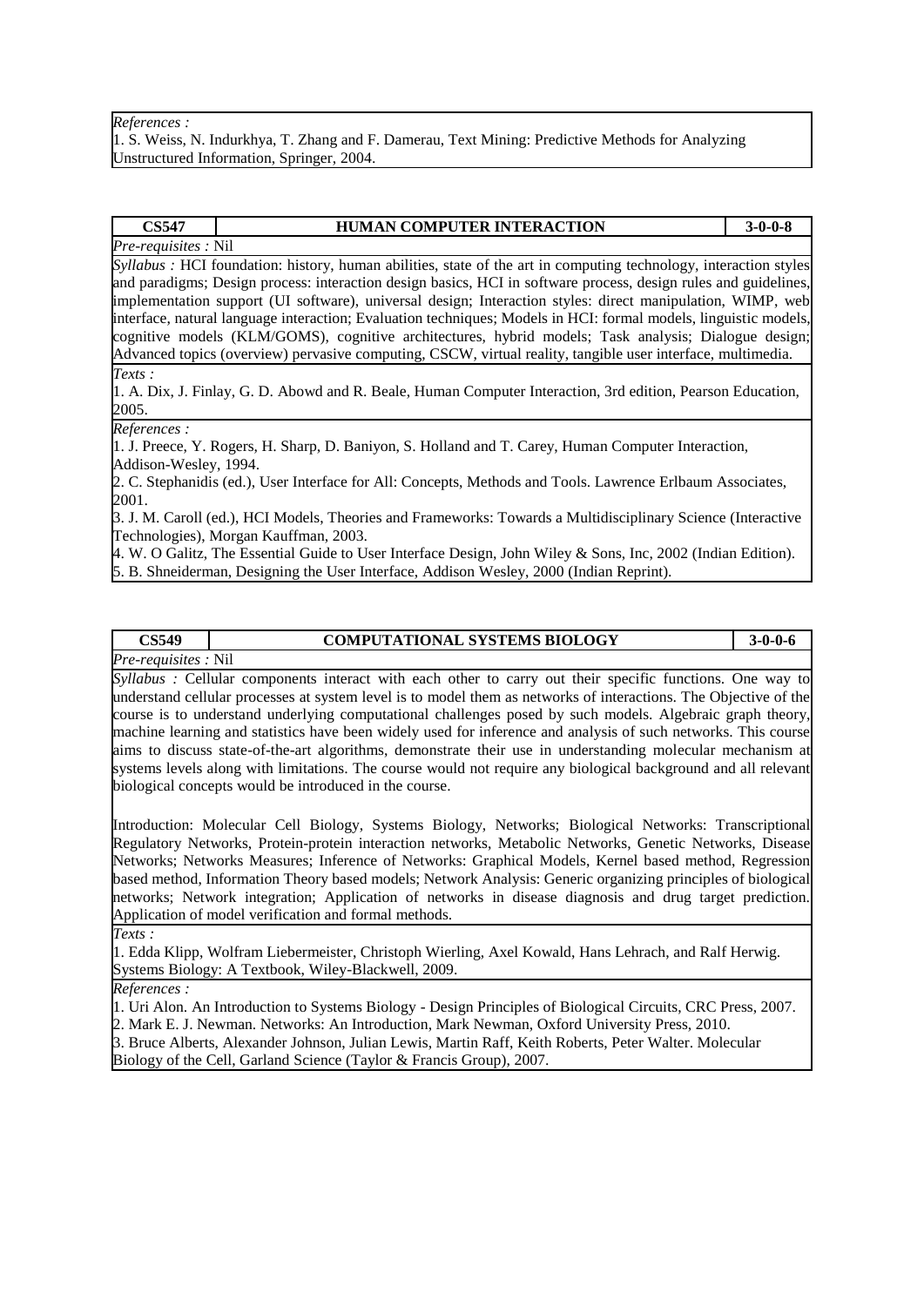*References :*
1. S. Weiss, N. Indurkhya, T. Zhang and F. Damerau, Text Mining: Predictive Methods for Analyzing Unstructured Information, Springer, 2004.

| **CS547** | **HUMAN COMPUTER INTERACTION** | **3-0-0-8** |
|---|---|---|

*Pre-requisites :* Nil

*Syllabus :* HCI foundation: history, human abilities, state of the art in computing technology, interaction styles and paradigms; Design process: interaction design basics, HCI in software process, design rules and guidelines, implementation support (UI software), universal design; Interaction styles: direct manipulation, WIMP, web interface, natural language interaction; Evaluation techniques; Models in HCI: formal models, linguistic models, cognitive models (KLM/GOMS), cognitive architectures, hybrid models; Task analysis; Dialogue design; Advanced topics (overview) pervasive computing, CSCW, virtual reality, tangible user interface, multimedia.

*Texts :*
1. A. Dix, J. Finlay, G. D. Abowd and R. Beale, Human Computer Interaction, 3rd edition, Pearson Education, 2005.

*References :*
1. J. Preece, Y. Rogers, H. Sharp, D. Baniyon, S. Holland and T. Carey, Human Computer Interaction, Addison-Wesley, 1994.
2. C. Stephanidis (ed.), User Interface for All: Concepts, Methods and Tools. Lawrence Erlbaum Associates, 2001.
3. J. M. Caroll (ed.), HCI Models, Theories and Frameworks: Towards a Multidisciplinary Science (Interactive Technologies), Morgan Kauffman, 2003.
4. W. O Galitz, The Essential Guide to User Interface Design, John Wiley & Sons, Inc, 2002 (Indian Edition).
5. B. Shneiderman, Designing the User Interface, Addison Wesley, 2000 (Indian Reprint).

| **CS549** | **COMPUTATIONAL SYSTEMS BIOLOGY** | **3-0-0-6** |
|---|---|---|

*Pre-requisites :* Nil

*Syllabus :* Cellular components interact with each other to carry out their specific functions. One way to understand cellular processes at system level is to model them as networks of interactions. The Objective of the course is to understand underlying computational challenges posed by such models. Algebraic graph theory, machine learning and statistics have been widely used for inference and analysis of such networks. This course aims to discuss state-of-the-art algorithms, demonstrate their use in understanding molecular mechanism at systems levels along with limitations. The course would not require any biological background and all relevant biological concepts would be introduced in the course.

Introduction: Molecular Cell Biology, Systems Biology, Networks; Biological Networks: Transcriptional Regulatory Networks, Protein-protein interaction networks, Metabolic Networks, Genetic Networks, Disease Networks; Networks Measures; Inference of Networks: Graphical Models, Kernel based method, Regression based method, Information Theory based models; Network Analysis: Generic organizing principles of biological networks; Network integration; Application of networks in disease diagnosis and drug target prediction. Application of model verification and formal methods.

*Texts :*
1. Edda Klipp, Wolfram Liebermeister, Christoph Wierling, Axel Kowald, Hans Lehrach, and Ralf Herwig. Systems Biology: A Textbook, Wiley-Blackwell, 2009.

*References :*
1. Uri Alon. An Introduction to Systems Biology - Design Principles of Biological Circuits, CRC Press, 2007.
2. Mark E. J. Newman. Networks: An Introduction, Mark Newman, Oxford University Press, 2010.
3. Bruce Alberts, Alexander Johnson, Julian Lewis, Martin Raff, Keith Roberts, Peter Walter. Molecular Biology of the Cell, Garland Science (Taylor & Francis Group), 2007.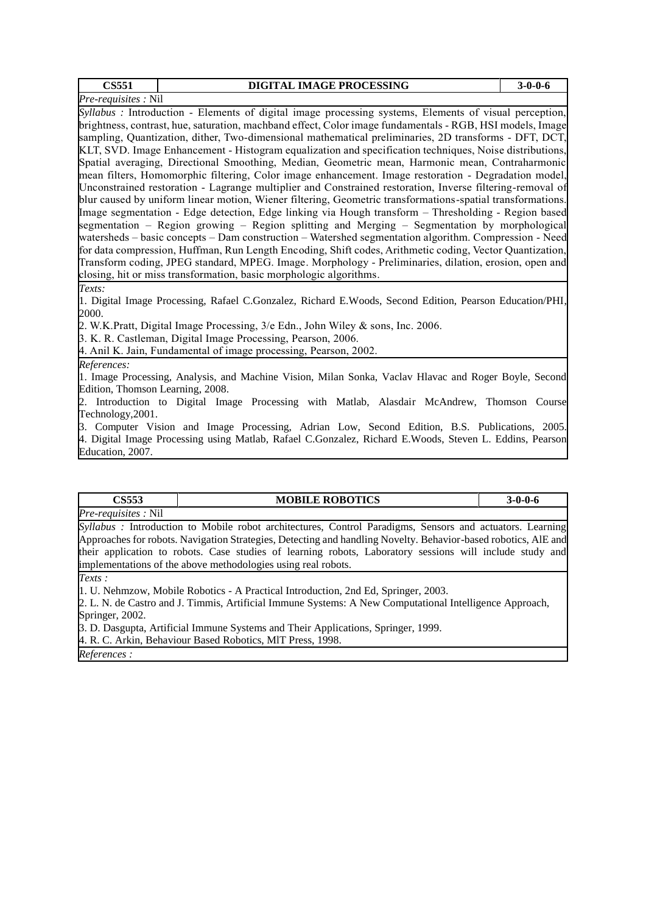| CS551 | DIGITAL IMAGE PROCESSING | 3-0-0-6 |
|---|---|---|

*Pre-requisites :* Nil

*Syllabus :* Introduction - Elements of digital image processing systems, Elements of visual perception, brightness, contrast, hue, saturation, machband effect, Color image fundamentals - RGB, HSI models, Image sampling, Quantization, dither, Two-dimensional mathematical preliminaries, 2D transforms - DFT, DCT, KLT, SVD. Image Enhancement - Histogram equalization and specification techniques, Noise distributions, Spatial averaging, Directional Smoothing, Median, Geometric mean, Harmonic mean, Contraharmonic mean filters, Homomorphic filtering, Color image enhancement. Image restoration - Degradation model, Unconstrained restoration - Lagrange multiplier and Constrained restoration, Inverse filtering-removal of blur caused by uniform linear motion, Wiener filtering, Geometric transformations-spatial transformations. Image segmentation - Edge detection, Edge linking via Hough transform – Thresholding - Region based segmentation – Region growing – Region splitting and Merging – Segmentation by morphological watersheds – basic concepts – Dam construction – Watershed segmentation algorithm. Compression - Need for data compression, Huffman, Run Length Encoding, Shift codes, Arithmetic coding, Vector Quantization, Transform coding, JPEG standard, MPEG. Image. Morphology - Preliminaries, dilation, erosion, open and closing, hit or miss transformation, basic morphologic algorithms.

*Texts:*

1. Digital Image Processing, Rafael C.Gonzalez, Richard E.Woods, Second Edition, Pearson Education/PHI, 2000.
2. W.K.Pratt, Digital Image Processing, 3/e Edn., John Wiley & sons, Inc. 2006.
3. K. R. Castleman, Digital Image Processing, Pearson, 2006.
4. Anil K. Jain, Fundamental of image processing, Pearson, 2002.

*References:*

1. Image Processing, Analysis, and Machine Vision, Milan Sonka, Vaclav Hlavac and Roger Boyle, Second Edition, Thomson Learning, 2008.
2. Introduction to Digital Image Processing with Matlab, Alasdair McAndrew, Thomson Course Technology,2001.
3. Computer Vision and Image Processing, Adrian Low, Second Edition, B.S. Publications, 2005.
4. Digital Image Processing using Matlab, Rafael C.Gonzalez, Richard E.Woods, Steven L. Eddins, Pearson Education, 2007.

| CS553 | MOBILE ROBOTICS | 3-0-0-6 |
|---|---|---|

*Pre-requisites :* Nil

*Syllabus :* Introduction to Mobile robot architectures, Control Paradigms, Sensors and actuators. Learning Approaches for robots. Navigation Strategies, Detecting and handling Novelty. Behavior-based robotics, AlE and their application to robots. Case studies of learning robots, Laboratory sessions will include study and implementations of the above methodologies using real robots.

*Texts :*

1. U. Nehmzow, Mobile Robotics - A Practical Introduction, 2nd Ed, Springer, 2003.
2. L. N. de Castro and J. Timmis, Artificial Immune Systems: A New Computational Intelligence Approach, Springer, 2002.
3. D. Dasgupta, Artificial Immune Systems and Their Applications, Springer, 1999.
4. R. C. Arkin, Behaviour Based Robotics, MlT Press, 1998.

*References :*